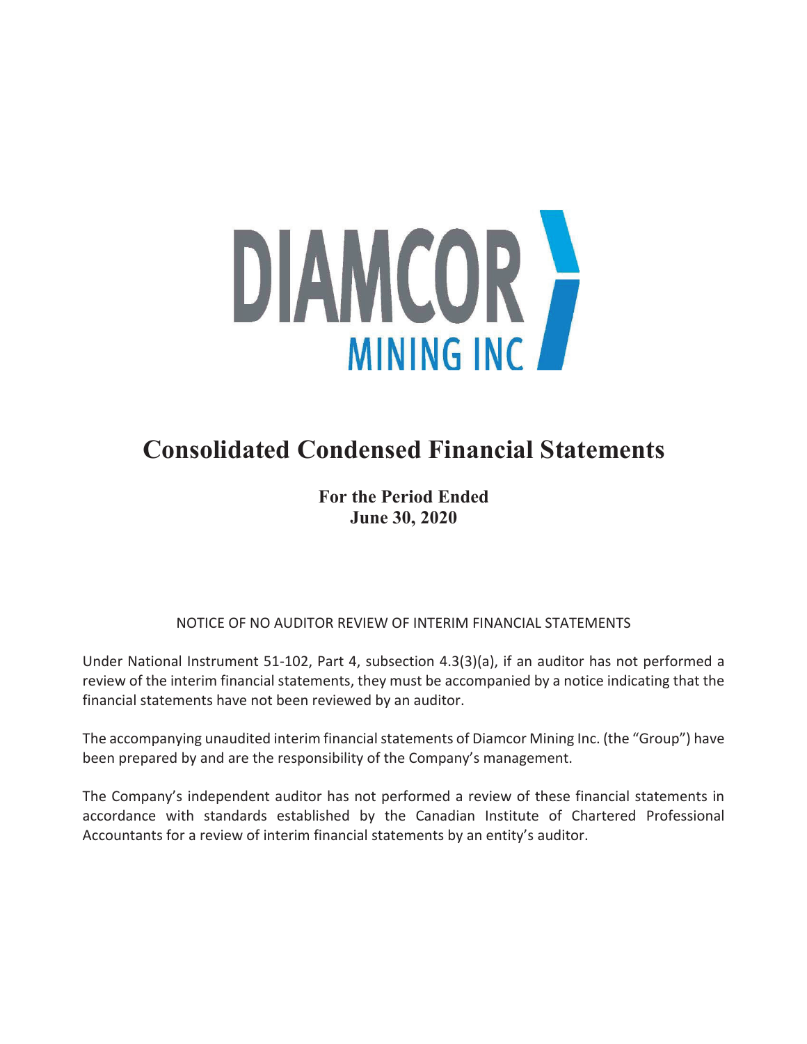DIAMCOR

MINING INC

# Consolidated Condensed Financial Statements

**For the Period Ended**
**June 30, 2020**

NOTICE OF NO AUDITOR REVIEW OF INTERIM FINANCIAL STATEMENTS

Under National Instrument 51-102, Part 4, subsection 4.3(3)(a), if an auditor has not performed a review of the interim financial statements, they must be accompanied by a notice indicating that the financial statements have not been reviewed by an auditor.

The accompanying unaudited interim financial statements of Diamcor Mining Inc. (the "Group") have been prepared by and are the responsibility of the Company's management.

The Company's independent auditor has not performed a review of these financial statements in accordance with standards established by the Canadian Institute of Chartered Professional Accountants for a review of interim financial statements by an entity's auditor.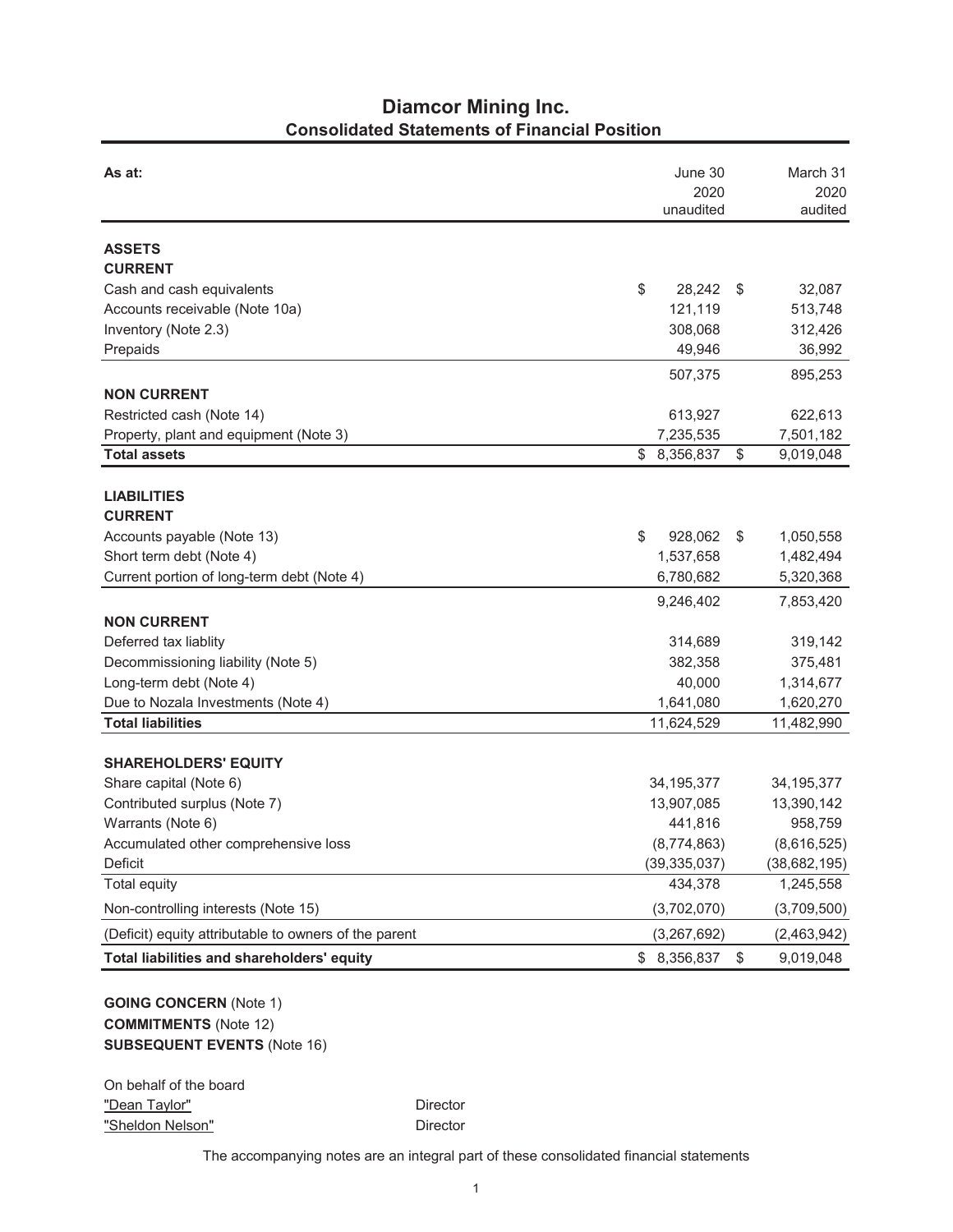# Diamcor Mining Inc.

## Consolidated Statements of Financial Position

| As at: | June 30 2020 unaudited | March 31 2020 audited |
|---|---|---|
| **ASSETS** | | |
| **CURRENT** | | |
| Cash and cash equivalents | $ 28,242 | $ 32,087 |
| Accounts receivable (Note 10a) | 121,119 | 513,748 |
| Inventory (Note 2.3) | 308,068 | 312,426 |
| Prepaids | 49,946 | 36,992 |
| | 507,375 | 895,253 |
| **NON CURRENT** | | |
| Restricted cash (Note 14) | 613,927 | 622,613 |
| Property, plant and equipment (Note 3) | 7,235,535 | 7,501,182 |
| **Total assets** | $ 8,356,837 | $ 9,019,048 |
| **LIABILITIES** | | |
| **CURRENT** | | |
| Accounts payable (Note 13) | $ 928,062 | $ 1,050,558 |
| Short term debt (Note 4) | 1,537,658 | 1,482,494 |
| Current portion of long-term debt (Note 4) | 6,780,682 | 5,320,368 |
| | 9,246,402 | 7,853,420 |
| **NON CURRENT** | | |
| Deferred tax liablity | 314,689 | 319,142 |
| Decommissioning liability (Note 5) | 382,358 | 375,481 |
| Long-term debt (Note 4) | 40,000 | 1,314,677 |
| Due to Nozala Investments (Note 4) | 1,641,080 | 1,620,270 |
| **Total liabilities** | 11,624,529 | 11,482,990 |
| **SHAREHOLDERS' EQUITY** | | |
| Share capital (Note 6) | 34,195,377 | 34,195,377 |
| Contributed surplus (Note 7) | 13,907,085 | 13,390,142 |
| Warrants (Note 6) | 441,816 | 958,759 |
| Accumulated other comprehensive loss | (8,774,863) | (8,616,525) |
| Deficit | (39,335,037) | (38,682,195) |
| Total equity | 434,378 | 1,245,558 |
| Non-controlling interests (Note 15) | (3,702,070) | (3,709,500) |
| (Deficit) equity attributable to owners of the parent | (3,267,692) | (2,463,942) |
| **Total liabilities and shareholders' equity** | $ 8,356,837 | $ 9,019,048 |

**GOING CONCERN** (Note 1)
**COMMITMENTS** (Note 12)
**SUBSEQUENT EVENTS** (Note 16)

On behalf of the board

"Dean Taylor" Director
"Sheldon Nelson" Director

The accompanying notes are an integral part of these consolidated financial statements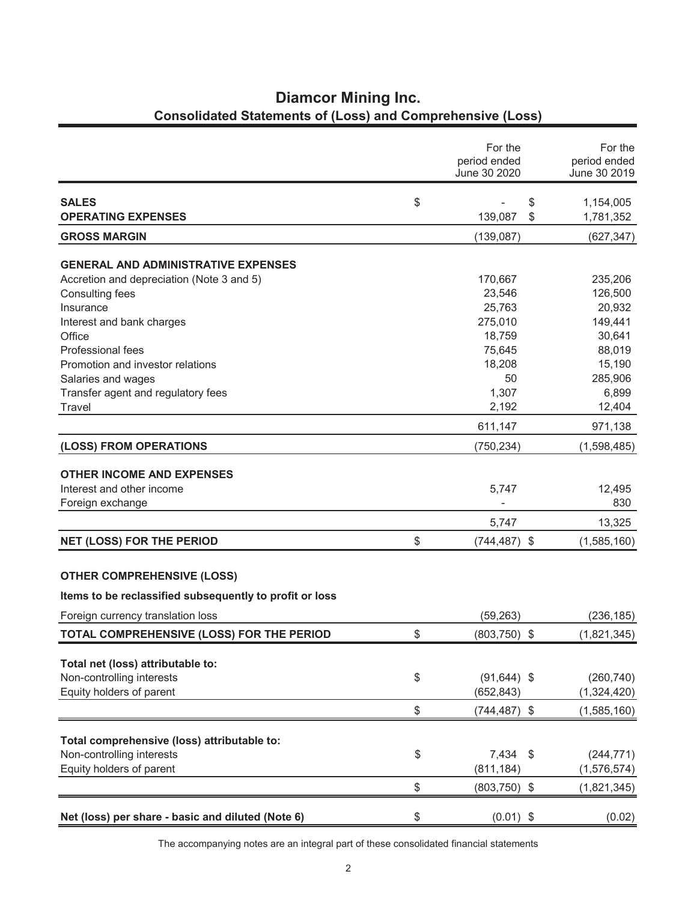# Diamcor Mining Inc.

## Consolidated Statements of (Loss) and Comprehensive (Loss)

| | For the period ended June 30 2020 | For the period ended June 30 2019 |
|---|---|---|
| **SALES** | $ - | $ 1,154,005 |
| **OPERATING EXPENSES** | 139,087 | $ 1,781,352 |
| **GROSS MARGIN** | (139,087) | (627,347) |
| **GENERAL AND ADMINISTRATIVE EXPENSES** | | |
| Accretion and depreciation (Note 3 and 5) | 170,667 | 235,206 |
| Consulting fees | 23,546 | 126,500 |
| Insurance | 25,763 | 20,932 |
| Interest and bank charges | 275,010 | 149,441 |
| Office | 18,759 | 30,641 |
| Professional fees | 75,645 | 88,019 |
| Promotion and investor relations | 18,208 | 15,190 |
| Salaries and wages | 50 | 285,906 |
| Transfer agent and regulatory fees | 1,307 | 6,899 |
| Travel | 2,192 | 12,404 |
| | 611,147 | 971,138 |
| **(LOSS) FROM OPERATIONS** | (750,234) | (1,598,485) |
| **OTHER INCOME AND EXPENSES** | | |
| Interest and other income | 5,747 | 12,495 |
| Foreign exchange | - | 830 |
| | 5,747 | 13,325 |
| **NET (LOSS) FOR THE PERIOD** | $ (744,487) | $ (1,585,160) |
| **OTHER COMPREHENSIVE (LOSS)** | | |
| **Items to be reclassified subsequently to profit or loss** | | |
| Foreign currency translation loss | (59,263) | (236,185) |
| **TOTAL COMPREHENSIVE (LOSS) FOR THE PERIOD** | $ (803,750) | $ (1,821,345) |
| **Total net (loss) attributable to:** | | |
| Non-controlling interests | $ (91,644) | $ (260,740) |
| Equity holders of parent | (652,843) | (1,324,420) |
| | $ (744,487) | $ (1,585,160) |
| **Total comprehensive (loss) attributable to:** | | |
| Non-controlling interests | $ 7,434 | $ (244,771) |
| Equity holders of parent | (811,184) | (1,576,574) |
| | $ (803,750) | $ (1,821,345) |
| **Net (loss) per share - basic and diluted (Note 6)** | $ (0.01) | $ (0.02) |

The accompanying notes are an integral part of these consolidated financial statements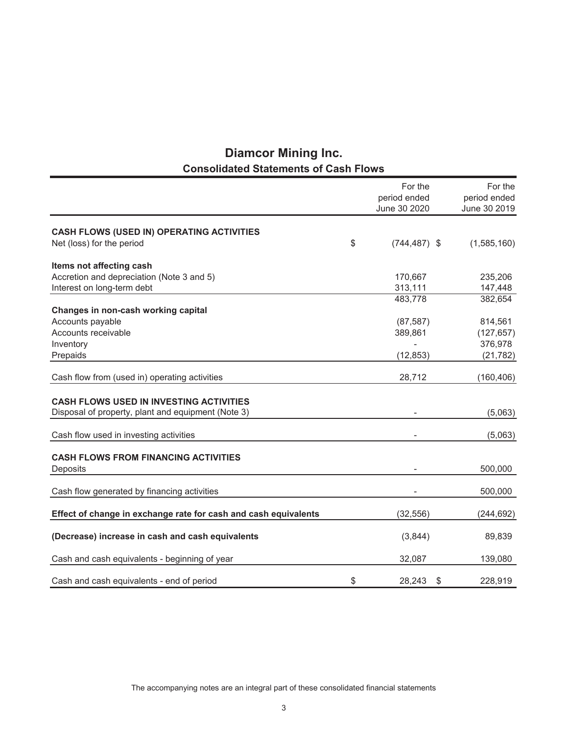# Diamcor Mining Inc.

## Consolidated Statements of Cash Flows

| | For the period ended June 30 2020 | For the period ended June 30 2019 |
|---|---|---|
| **CASH FLOWS (USED IN) OPERATING ACTIVITIES** | | |
| Net (loss) for the period | $ (744,487) | $ (1,585,160) |
| **Items not affecting cash** | | |
| Accretion and depreciation (Note 3 and 5) | 170,667 | 235,206 |
| Interest on long-term debt | 313,111 | 147,448 |
| | 483,778 | 382,654 |
| **Changes in non-cash working capital** | | |
| Accounts payable | (87,587) | 814,561 |
| Accounts receivable | 389,861 | (127,657) |
| Inventory | - | 376,978 |
| Prepaids | (12,853) | (21,782) |
| Cash flow from (used in) operating activities | 28,712 | (160,406) |
| **CASH FLOWS USED IN INVESTING ACTIVITIES** | | |
| Disposal of property, plant and equipment (Note 3) | - | (5,063) |
| Cash flow used in investing activities | - | (5,063) |
| **CASH FLOWS FROM FINANCING ACTIVITIES** | | |
| Deposits | - | 500,000 |
| Cash flow generated by financing activities | - | 500,000 |
| **Effect of change in exchange rate for cash and cash equivalents** | (32,556) | (244,692) |
| **(Decrease) increase in cash and cash equivalents** | (3,844) | 89,839 |
| Cash and cash equivalents - beginning of year | 32,087 | 139,080 |
| Cash and cash equivalents - end of period | $ 28,243 | $ 228,919 |

The accompanying notes are an integral part of these consolidated financial statements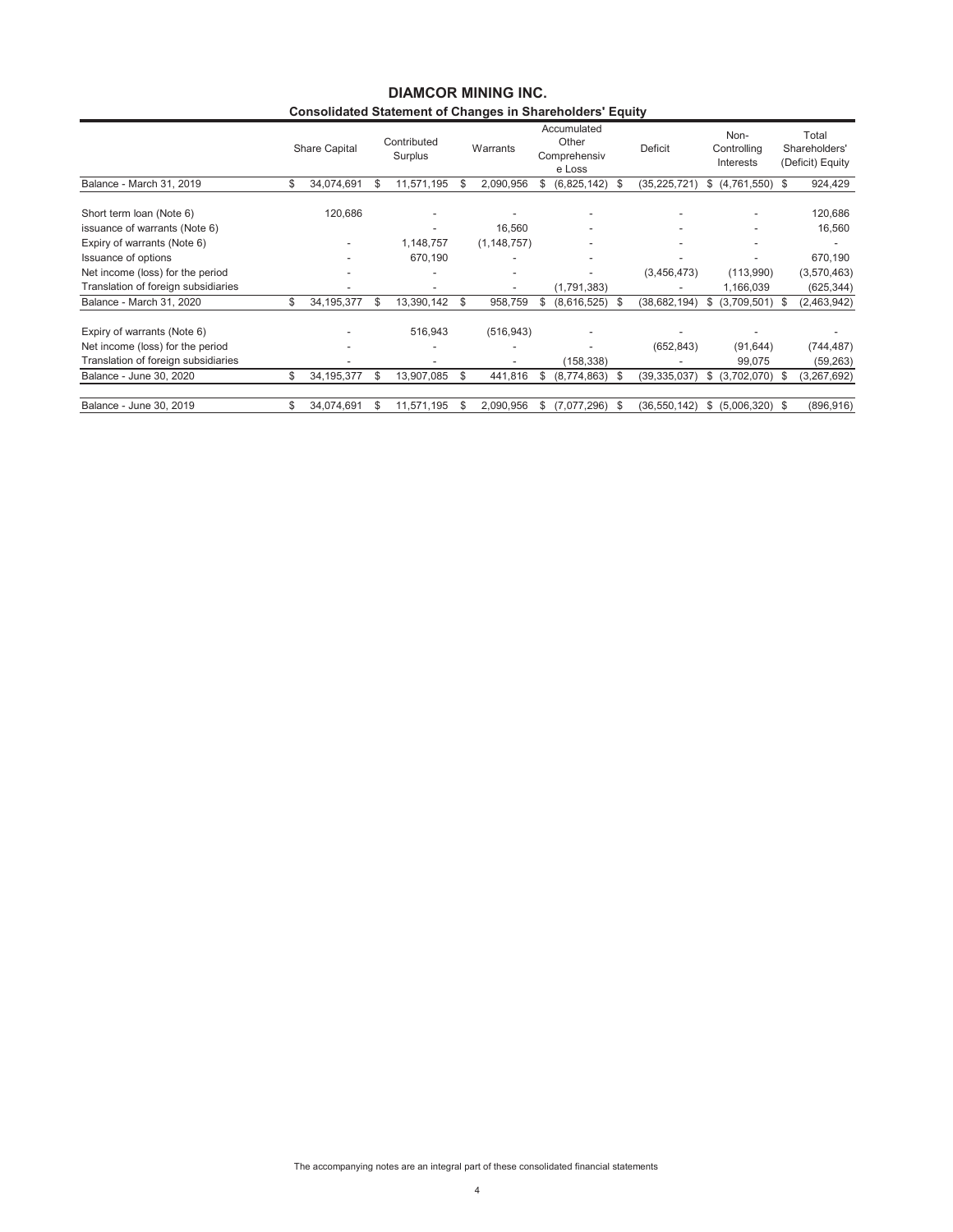# DIAMCOR MINING INC.

## Consolidated Statement of Changes in Shareholders' Equity

| | Share Capital | Contributed Surplus | Warrants | Accumulated Other Comprehensive Loss | Deficit | Non-Controlling Interests | Total Shareholders' (Deficit) Equity |
|---|---|---|---|---|---|---|---|
| Balance - March 31, 2019 | $ 34,074,691 | $ 11,571,195 | $ 2,090,956 | $ (6,825,142) | $ (35,225,721) | $ (4,761,550) | $ 924,429 |
| Short term loan (Note 6) | 120,686 | - | - | - | - | - | 120,686 |
| issuance of warrants (Note 6) | | - | 16,560 | - | - | - | 16,560 |
| Expiry of warrants (Note 6) | - | 1,148,757 | (1,148,757) | - | - | - | - |
| Issuance of options | - | 670,190 | - | - | - | - | 670,190 |
| Net income (loss) for the period | - | - | - | - | (3,456,473) | (113,990) | (3,570,463) |
| Translation of foreign subsidiaries | - | - | - | (1,791,383) | - | 1,166,039 | (625,344) |
| Balance - March 31, 2020 | $ 34,195,377 | $ 13,390,142 | $ 958,759 | $ (8,616,525) | $ (38,682,194) | $ (3,709,501) | $ (2,463,942) |
| Expiry of warrants (Note 6) | - | 516,943 | (516,943) | - | - | - | - |
| Net income (loss) for the period | - | - | - | - | (652,843) | (91,644) | (744,487) |
| Translation of foreign subsidiaries | - | - | - | (158,338) | - | 99,075 | (59,263) |
| Balance - June 30, 2020 | $ 34,195,377 | $ 13,907,085 | $ 441,816 | $ (8,774,863) | $ (39,335,037) | $ (3,702,070) | $ (3,267,692) |
| Balance - June 30, 2019 | $ 34,074,691 | $ 11,571,195 | $ 2,090,956 | $ (7,077,296) | $ (36,550,142) | $ (5,006,320) | $ (896,916) |

The accompanying notes are an integral part of these consolidated financial statements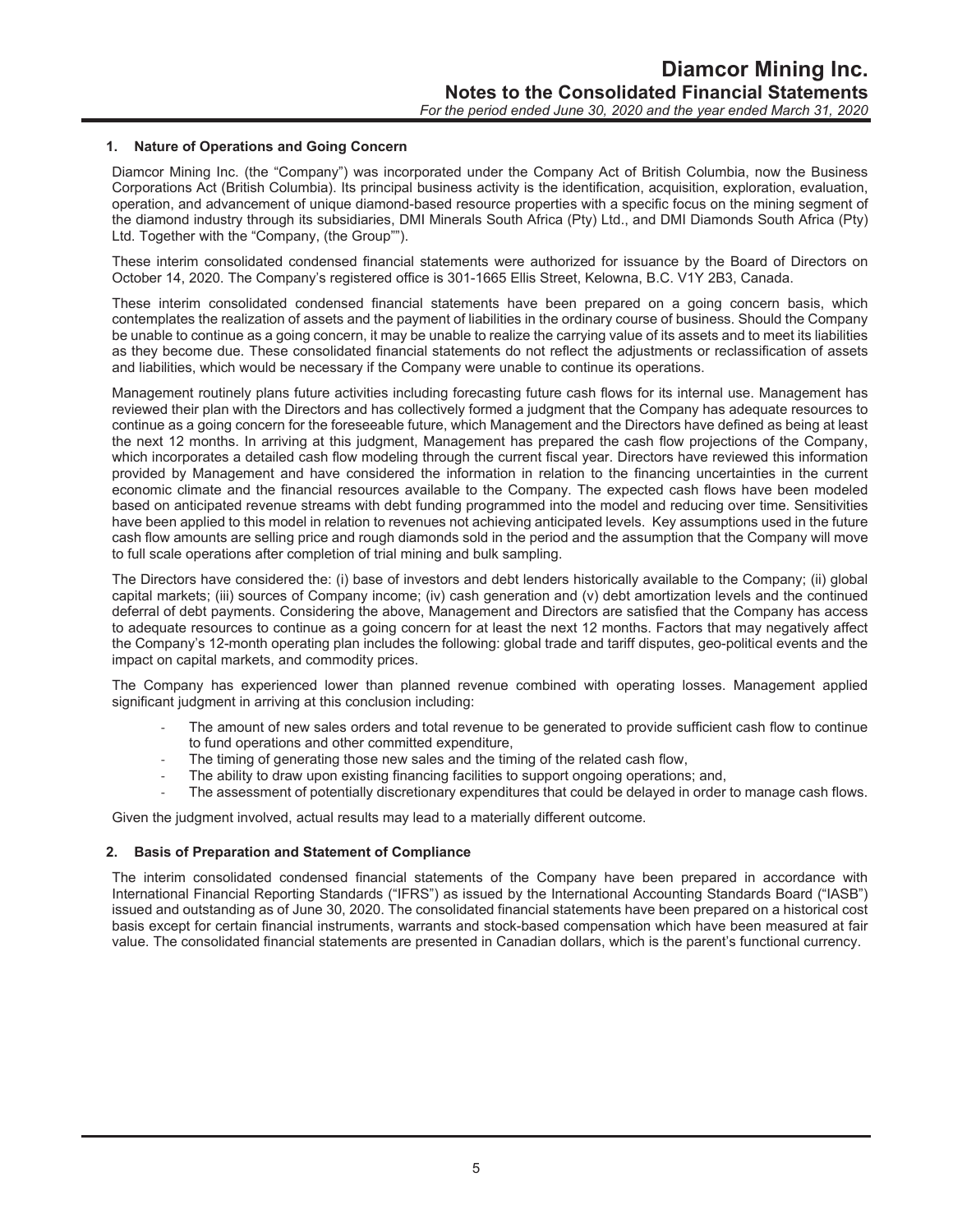## 1. Nature of Operations and Going Concern

Diamcor Mining Inc. (the "Company") was incorporated under the Company Act of British Columbia, now the Business Corporations Act (British Columbia). Its principal business activity is the identification, acquisition, exploration, evaluation, operation, and advancement of unique diamond-based resource properties with a specific focus on the mining segment of the diamond industry through its subsidiaries, DMI Minerals South Africa (Pty) Ltd., and DMI Diamonds South Africa (Pty) Ltd. Together with the "Company, (the Group"").

These interim consolidated condensed financial statements were authorized for issuance by the Board of Directors on October 14, 2020. The Company's registered office is 301-1665 Ellis Street, Kelowna, B.C. V1Y 2B3, Canada.

These interim consolidated condensed financial statements have been prepared on a going concern basis, which contemplates the realization of assets and the payment of liabilities in the ordinary course of business. Should the Company be unable to continue as a going concern, it may be unable to realize the carrying value of its assets and to meet its liabilities as they become due. These consolidated financial statements do not reflect the adjustments or reclassification of assets and liabilities, which would be necessary if the Company were unable to continue its operations.

Management routinely plans future activities including forecasting future cash flows for its internal use. Management has reviewed their plan with the Directors and has collectively formed a judgment that the Company has adequate resources to continue as a going concern for the foreseeable future, which Management and the Directors have defined as being at least the next 12 months. In arriving at this judgment, Management has prepared the cash flow projections of the Company, which incorporates a detailed cash flow modeling through the current fiscal year. Directors have reviewed this information provided by Management and have considered the information in relation to the financing uncertainties in the current economic climate and the financial resources available to the Company. The expected cash flows have been modeled based on anticipated revenue streams with debt funding programmed into the model and reducing over time. Sensitivities have been applied to this model in relation to revenues not achieving anticipated levels. Key assumptions used in the future cash flow amounts are selling price and rough diamonds sold in the period and the assumption that the Company will move to full scale operations after completion of trial mining and bulk sampling.

The Directors have considered the: (i) base of investors and debt lenders historically available to the Company; (ii) global capital markets; (iii) sources of Company income; (iv) cash generation and (v) debt amortization levels and the continued deferral of debt payments. Considering the above, Management and Directors are satisfied that the Company has access to adequate resources to continue as a going concern for at least the next 12 months. Factors that may negatively affect the Company's 12-month operating plan includes the following: global trade and tariff disputes, geo-political events and the impact on capital markets, and commodity prices.

The Company has experienced lower than planned revenue combined with operating losses. Management applied significant judgment in arriving at this conclusion including:

- The amount of new sales orders and total revenue to be generated to provide sufficient cash flow to continue to fund operations and other committed expenditure,
- The timing of generating those new sales and the timing of the related cash flow,
- The ability to draw upon existing financing facilities to support ongoing operations; and,
- The assessment of potentially discretionary expenditures that could be delayed in order to manage cash flows.

Given the judgment involved, actual results may lead to a materially different outcome.

## 2. Basis of Preparation and Statement of Compliance

The interim consolidated condensed financial statements of the Company have been prepared in accordance with International Financial Reporting Standards ("IFRS") as issued by the International Accounting Standards Board ("IASB") issued and outstanding as of June 30, 2020. The consolidated financial statements have been prepared on a historical cost basis except for certain financial instruments, warrants and stock-based compensation which have been measured at fair value. The consolidated financial statements are presented in Canadian dollars, which is the parent's functional currency.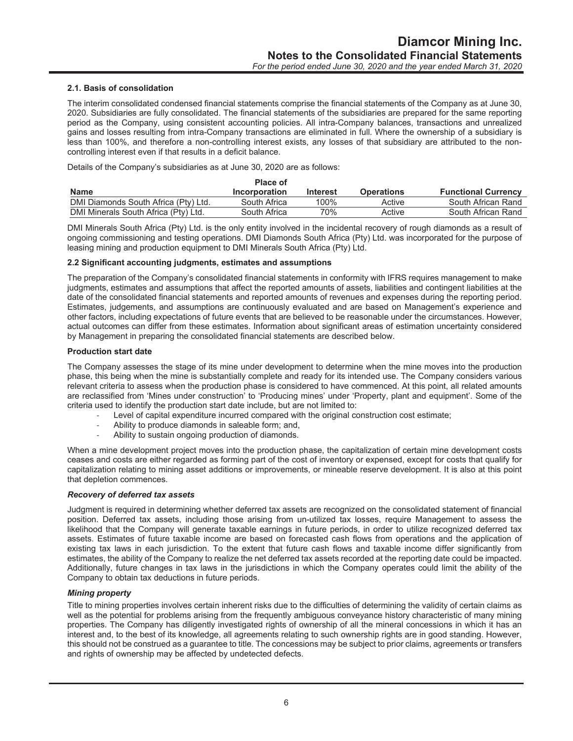### 2.1. Basis of consolidation

The interim consolidated condensed financial statements comprise the financial statements of the Company as at June 30, 2020. Subsidiaries are fully consolidated. The financial statements of the subsidiaries are prepared for the same reporting period as the Company, using consistent accounting policies. All intra-Company balances, transactions and unrealized gains and losses resulting from intra-Company transactions are eliminated in full. Where the ownership of a subsidiary is less than 100%, and therefore a non-controlling interest exists, any losses of that subsidiary are attributed to the non-controlling interest even if that results in a deficit balance.

Details of the Company's subsidiaries as at June 30, 2020 are as follows:

| Name | Place of Incorporation | Interest | Operations | Functional Currency |
|---|---|---|---|---|
| DMI Diamonds South Africa (Pty) Ltd. | South Africa | 100% | Active | South African Rand |
| DMI Minerals South Africa (Pty) Ltd. | South Africa | 70% | Active | South African Rand |

DMI Minerals South Africa (Pty) Ltd. is the only entity involved in the incidental recovery of rough diamonds as a result of ongoing commissioning and testing operations. DMI Diamonds South Africa (Pty) Ltd. was incorporated for the purpose of leasing mining and production equipment to DMI Minerals South Africa (Pty) Ltd.

### 2.2 Significant accounting judgments, estimates and assumptions

The preparation of the Company's consolidated financial statements in conformity with IFRS requires management to make judgments, estimates and assumptions that affect the reported amounts of assets, liabilities and contingent liabilities at the date of the consolidated financial statements and reported amounts of revenues and expenses during the reporting period. Estimates, judgements, and assumptions are continuously evaluated and are based on Management's experience and other factors, including expectations of future events that are believed to be reasonable under the circumstances. However, actual outcomes can differ from these estimates. Information about significant areas of estimation uncertainty considered by Management in preparing the consolidated financial statements are described below.

**Production start date**

The Company assesses the stage of its mine under development to determine when the mine moves into the production phase, this being when the mine is substantially complete and ready for its intended use. The Company considers various relevant criteria to assess when the production phase is considered to have commenced. At this point, all related amounts are reclassified from 'Mines under construction' to 'Producing mines' under 'Property, plant and equipment'. Some of the criteria used to identify the production start date include, but are not limited to:

- Level of capital expenditure incurred compared with the original construction cost estimate;
- Ability to produce diamonds in saleable form; and,
- Ability to sustain ongoing production of diamonds.

When a mine development project moves into the production phase, the capitalization of certain mine development costs ceases and costs are either regarded as forming part of the cost of inventory or expensed, except for costs that qualify for capitalization relating to mining asset additions or improvements, or mineable reserve development. It is also at this point that depletion commences.

***Recovery of deferred tax assets***

Judgment is required in determining whether deferred tax assets are recognized on the consolidated statement of financial position. Deferred tax assets, including those arising from un-utilized tax losses, require Management to assess the likelihood that the Company will generate taxable earnings in future periods, in order to utilize recognized deferred tax assets. Estimates of future taxable income are based on forecasted cash flows from operations and the application of existing tax laws in each jurisdiction. To the extent that future cash flows and taxable income differ significantly from estimates, the ability of the Company to realize the net deferred tax assets recorded at the reporting date could be impacted. Additionally, future changes in tax laws in the jurisdictions in which the Company operates could limit the ability of the Company to obtain tax deductions in future periods.

***Mining property***

Title to mining properties involves certain inherent risks due to the difficulties of determining the validity of certain claims as well as the potential for problems arising from the frequently ambiguous conveyance history characteristic of many mining properties. The Company has diligently investigated rights of ownership of all the mineral concessions in which it has an interest and, to the best of its knowledge, all agreements relating to such ownership rights are in good standing. However, this should not be construed as a guarantee to title. The concessions may be subject to prior claims, agreements or transfers and rights of ownership may be affected by undetected defects.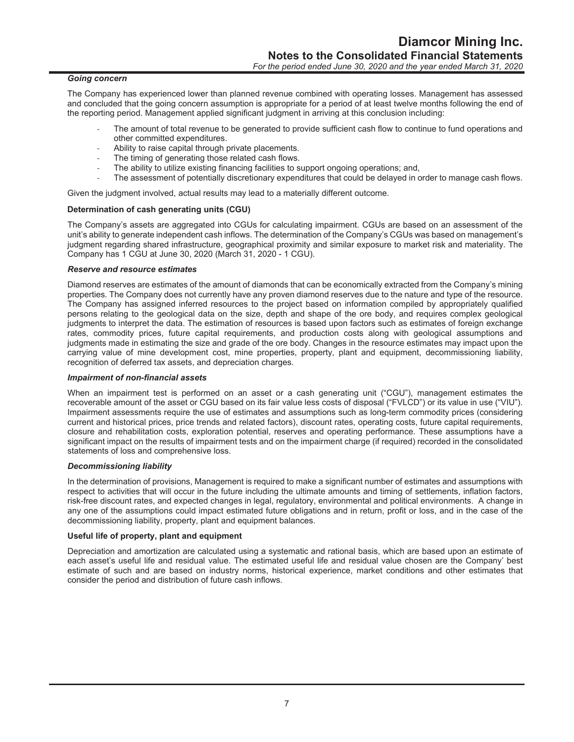***Going concern***

The Company has experienced lower than planned revenue combined with operating losses. Management has assessed and concluded that the going concern assumption is appropriate for a period of at least twelve months following the end of the reporting period. Management applied significant judgment in arriving at this conclusion including:

- The amount of total revenue to be generated to provide sufficient cash flow to continue to fund operations and other committed expenditures.
- Ability to raise capital through private placements.
- The timing of generating those related cash flows.
- The ability to utilize existing financing facilities to support ongoing operations; and,
- The assessment of potentially discretionary expenditures that could be delayed in order to manage cash flows.

Given the judgment involved, actual results may lead to a materially different outcome.

**Determination of cash generating units (CGU)**

The Company's assets are aggregated into CGUs for calculating impairment. CGUs are based on an assessment of the unit's ability to generate independent cash inflows. The determination of the Company's CGUs was based on management's judgment regarding shared infrastructure, geographical proximity and similar exposure to market risk and materiality. The Company has 1 CGU at June 30, 2020 (March 31, 2020 - 1 CGU).

***Reserve and resource estimates***

Diamond reserves are estimates of the amount of diamonds that can be economically extracted from the Company's mining properties. The Company does not currently have any proven diamond reserves due to the nature and type of the resource. The Company has assigned inferred resources to the project based on information compiled by appropriately qualified persons relating to the geological data on the size, depth and shape of the ore body, and requires complex geological judgments to interpret the data. The estimation of resources is based upon factors such as estimates of foreign exchange rates, commodity prices, future capital requirements, and production costs along with geological assumptions and judgments made in estimating the size and grade of the ore body. Changes in the resource estimates may impact upon the carrying value of mine development cost, mine properties, property, plant and equipment, decommissioning liability, recognition of deferred tax assets, and depreciation charges.

***Impairment of non-financial assets***

When an impairment test is performed on an asset or a cash generating unit ("CGU"), management estimates the recoverable amount of the asset or CGU based on its fair value less costs of disposal ("FVLCD") or its value in use ("VIU"). Impairment assessments require the use of estimates and assumptions such as long-term commodity prices (considering current and historical prices, price trends and related factors), discount rates, operating costs, future capital requirements, closure and rehabilitation costs, exploration potential, reserves and operating performance. These assumptions have a significant impact on the results of impairment tests and on the impairment charge (if required) recorded in the consolidated statements of loss and comprehensive loss.

***Decommissioning liability***

In the determination of provisions, Management is required to make a significant number of estimates and assumptions with respect to activities that will occur in the future including the ultimate amounts and timing of settlements, inflation factors, risk-free discount rates, and expected changes in legal, regulatory, environmental and political environments. A change in any one of the assumptions could impact estimated future obligations and in return, profit or loss, and in the case of the decommissioning liability, property, plant and equipment balances.

**Useful life of property, plant and equipment**

Depreciation and amortization are calculated using a systematic and rational basis, which are based upon an estimate of each asset's useful life and residual value. The estimated useful life and residual value chosen are the Company' best estimate of such and are based on industry norms, historical experience, market conditions and other estimates that consider the period and distribution of future cash inflows.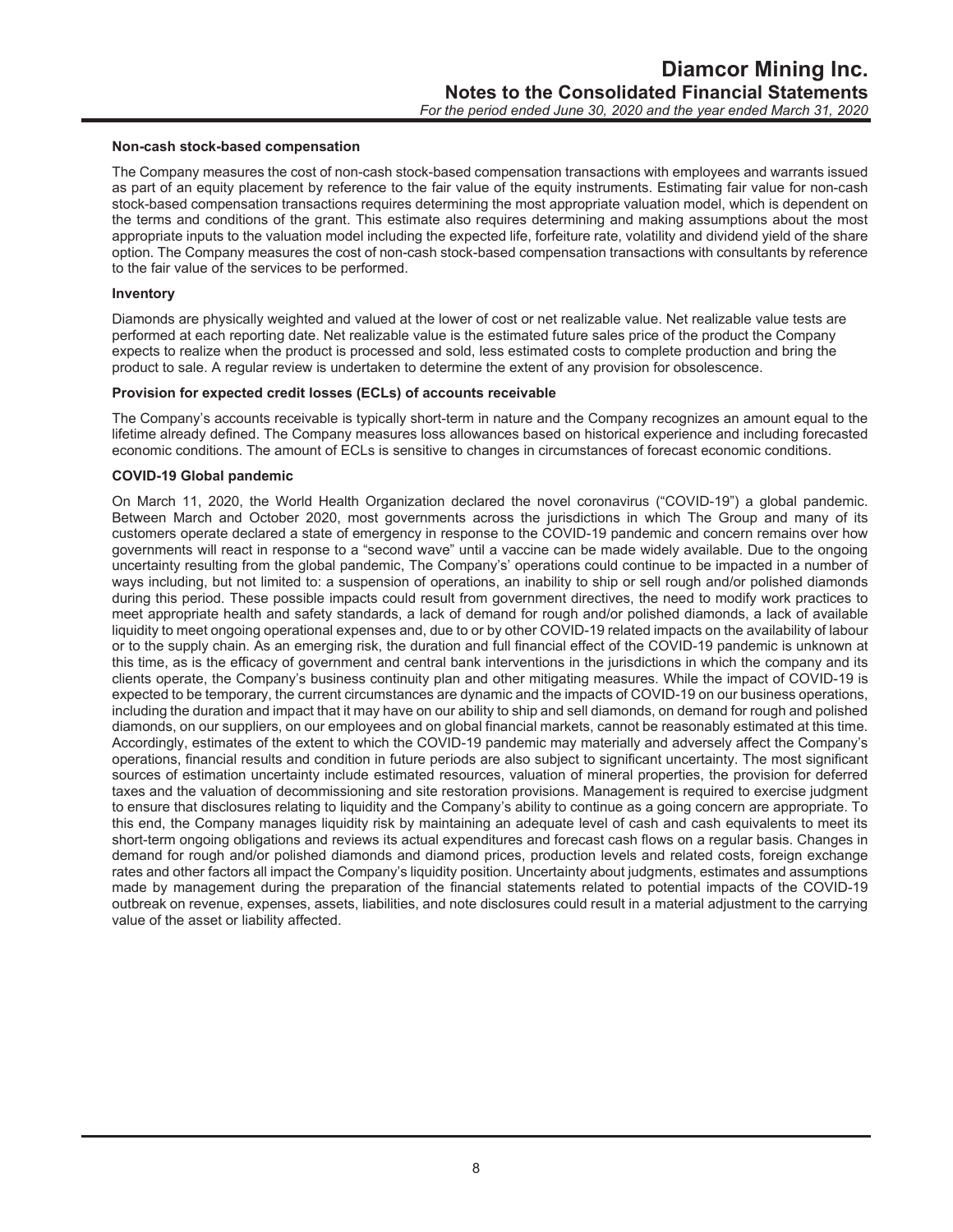#### Non-cash stock-based compensation

The Company measures the cost of non-cash stock-based compensation transactions with employees and warrants issued as part of an equity placement by reference to the fair value of the equity instruments. Estimating fair value for non-cash stock-based compensation transactions requires determining the most appropriate valuation model, which is dependent on the terms and conditions of the grant. This estimate also requires determining and making assumptions about the most appropriate inputs to the valuation model including the expected life, forfeiture rate, volatility and dividend yield of the share option. The Company measures the cost of non-cash stock-based compensation transactions with consultants by reference to the fair value of the services to be performed.

#### Inventory

Diamonds are physically weighted and valued at the lower of cost or net realizable value. Net realizable value tests are performed at each reporting date. Net realizable value is the estimated future sales price of the product the Company expects to realize when the product is processed and sold, less estimated costs to complete production and bring the product to sale. A regular review is undertaken to determine the extent of any provision for obsolescence.

#### Provision for expected credit losses (ECLs) of accounts receivable

The Company's accounts receivable is typically short-term in nature and the Company recognizes an amount equal to the lifetime already defined. The Company measures loss allowances based on historical experience and including forecasted economic conditions. The amount of ECLs is sensitive to changes in circumstances of forecast economic conditions.

#### COVID-19 Global pandemic

On March 11, 2020, the World Health Organization declared the novel coronavirus ("COVID-19") a global pandemic. Between March and October 2020, most governments across the jurisdictions in which The Group and many of its customers operate declared a state of emergency in response to the COVID-19 pandemic and concern remains over how governments will react in response to a "second wave" until a vaccine can be made widely available. Due to the ongoing uncertainty resulting from the global pandemic, The Company's' operations could continue to be impacted in a number of ways including, but not limited to: a suspension of operations, an inability to ship or sell rough and/or polished diamonds during this period. These possible impacts could result from government directives, the need to modify work practices to meet appropriate health and safety standards, a lack of demand for rough and/or polished diamonds, a lack of available liquidity to meet ongoing operational expenses and, due to or by other COVID-19 related impacts on the availability of labour or to the supply chain. As an emerging risk, the duration and full financial effect of the COVID-19 pandemic is unknown at this time, as is the efficacy of government and central bank interventions in the jurisdictions in which the company and its clients operate, the Company's business continuity plan and other mitigating measures. While the impact of COVID-19 is expected to be temporary, the current circumstances are dynamic and the impacts of COVID-19 on our business operations, including the duration and impact that it may have on our ability to ship and sell diamonds, on demand for rough and polished diamonds, on our suppliers, on our employees and on global financial markets, cannot be reasonably estimated at this time. Accordingly, estimates of the extent to which the COVID-19 pandemic may materially and adversely affect the Company's operations, financial results and condition in future periods are also subject to significant uncertainty. The most significant sources of estimation uncertainty include estimated resources, valuation of mineral properties, the provision for deferred taxes and the valuation of decommissioning and site restoration provisions. Management is required to exercise judgment to ensure that disclosures relating to liquidity and the Company's ability to continue as a going concern are appropriate. To this end, the Company manages liquidity risk by maintaining an adequate level of cash and cash equivalents to meet its short-term ongoing obligations and reviews its actual expenditures and forecast cash flows on a regular basis. Changes in demand for rough and/or polished diamonds and diamond prices, production levels and related costs, foreign exchange rates and other factors all impact the Company's liquidity position. Uncertainty about judgments, estimates and assumptions made by management during the preparation of the financial statements related to potential impacts of the COVID-19 outbreak on revenue, expenses, assets, liabilities, and note disclosures could result in a material adjustment to the carrying value of the asset or liability affected.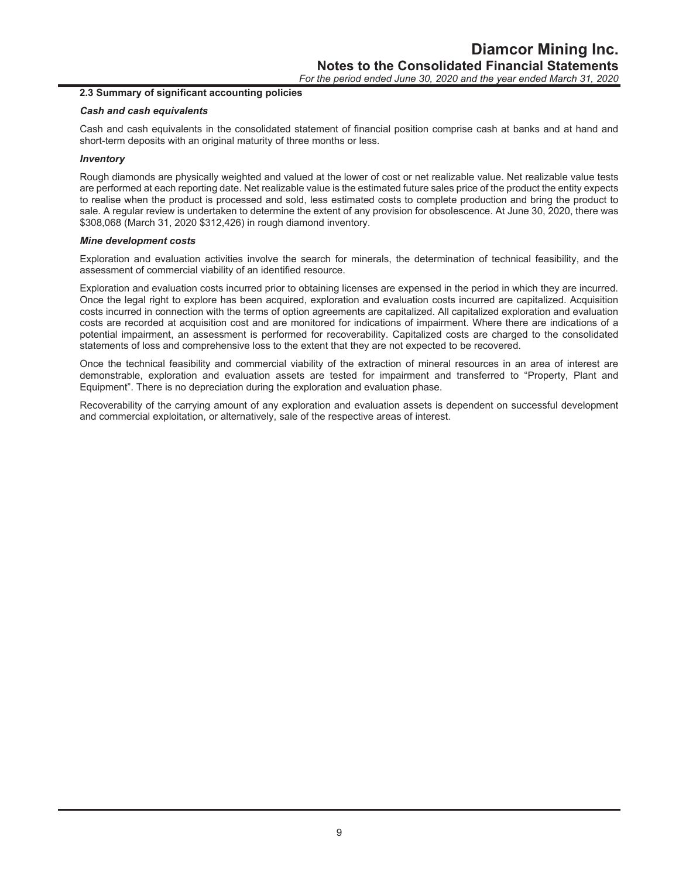### 2.3 Summary of significant accounting policies

***Cash and cash equivalents***

Cash and cash equivalents in the consolidated statement of financial position comprise cash at banks and at hand and short-term deposits with an original maturity of three months or less.

***Inventory***

Rough diamonds are physically weighted and valued at the lower of cost or net realizable value. Net realizable value tests are performed at each reporting date. Net realizable value is the estimated future sales price of the product the entity expects to realise when the product is processed and sold, less estimated costs to complete production and bring the product to sale. A regular review is undertaken to determine the extent of any provision for obsolescence. At June 30, 2020, there was $308,068 (March 31, 2020 $312,426) in rough diamond inventory.

***Mine development costs***

Exploration and evaluation activities involve the search for minerals, the determination of technical feasibility, and the assessment of commercial viability of an identified resource.

Exploration and evaluation costs incurred prior to obtaining licenses are expensed in the period in which they are incurred. Once the legal right to explore has been acquired, exploration and evaluation costs incurred are capitalized. Acquisition costs incurred in connection with the terms of option agreements are capitalized. All capitalized exploration and evaluation costs are recorded at acquisition cost and are monitored for indications of impairment. Where there are indications of a potential impairment, an assessment is performed for recoverability. Capitalized costs are charged to the consolidated statements of loss and comprehensive loss to the extent that they are not expected to be recovered.

Once the technical feasibility and commercial viability of the extraction of mineral resources in an area of interest are demonstrable, exploration and evaluation assets are tested for impairment and transferred to "Property, Plant and Equipment". There is no depreciation during the exploration and evaluation phase.

Recoverability of the carrying amount of any exploration and evaluation assets is dependent on successful development and commercial exploitation, or alternatively, sale of the respective areas of interest.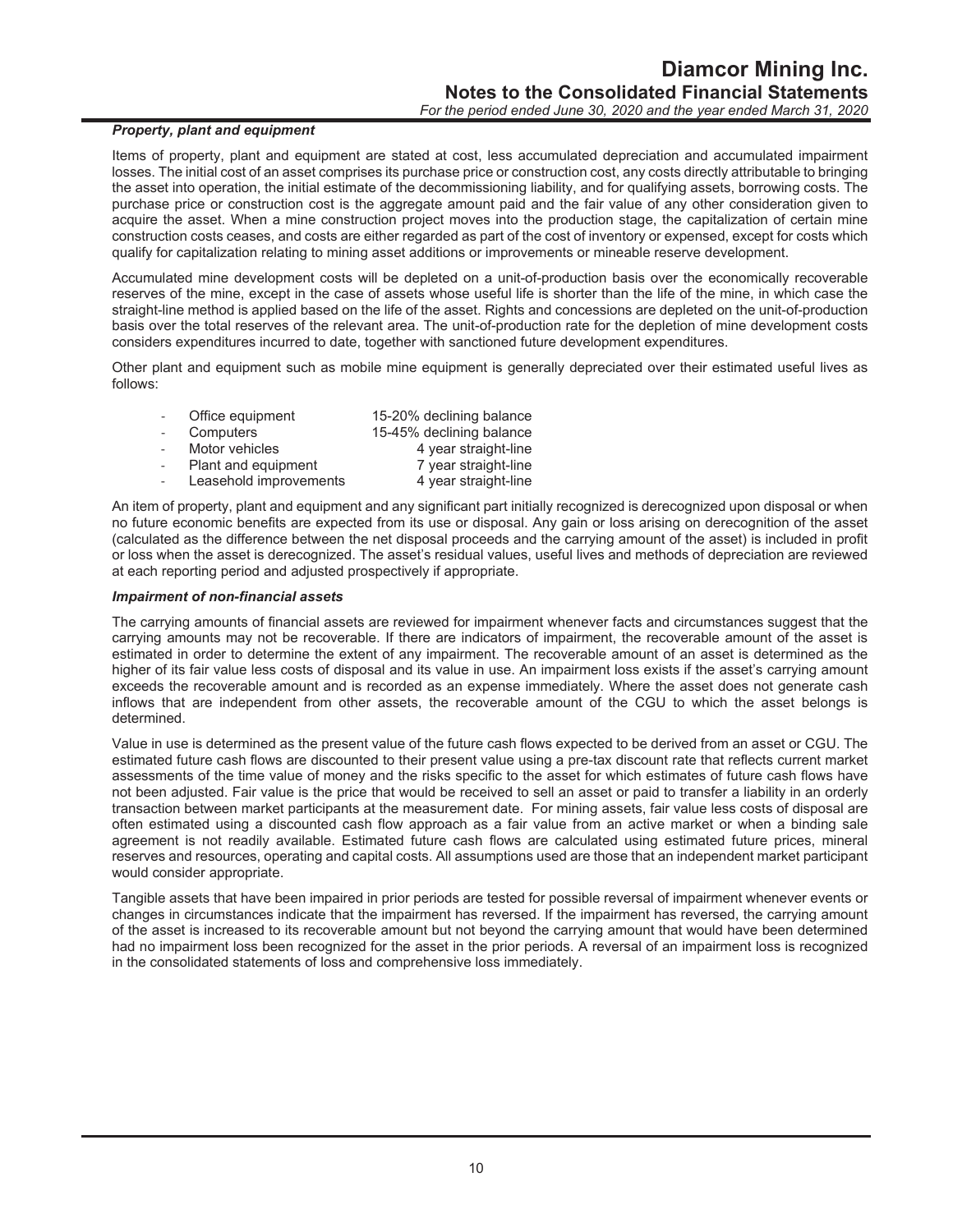### *Property, plant and equipment*

Items of property, plant and equipment are stated at cost, less accumulated depreciation and accumulated impairment losses. The initial cost of an asset comprises its purchase price or construction cost, any costs directly attributable to bringing the asset into operation, the initial estimate of the decommissioning liability, and for qualifying assets, borrowing costs. The purchase price or construction cost is the aggregate amount paid and the fair value of any other consideration given to acquire the asset. When a mine construction project moves into the production stage, the capitalization of certain mine construction costs ceases, and costs are either regarded as part of the cost of inventory or expensed, except for costs which qualify for capitalization relating to mining asset additions or improvements or mineable reserve development.

Accumulated mine development costs will be depleted on a unit-of-production basis over the economically recoverable reserves of the mine, except in the case of assets whose useful life is shorter than the life of the mine, in which case the straight-line method is applied based on the life of the asset. Rights and concessions are depleted on the unit-of-production basis over the total reserves of the relevant area. The unit-of-production rate for the depletion of mine development costs considers expenditures incurred to date, together with sanctioned future development expenditures.

Other plant and equipment such as mobile mine equipment is generally depreciated over their estimated useful lives as follows:

| | |
|---|---|
| - Office equipment | 15-20% declining balance |
| - Computers | 15-45% declining balance |
| - Motor vehicles | 4 year straight-line |
| - Plant and equipment | 7 year straight-line |
| - Leasehold improvements | 4 year straight-line |

An item of property, plant and equipment and any significant part initially recognized is derecognized upon disposal or when no future economic benefits are expected from its use or disposal. Any gain or loss arising on derecognition of the asset (calculated as the difference between the net disposal proceeds and the carrying amount of the asset) is included in profit or loss when the asset is derecognized. The asset's residual values, useful lives and methods of depreciation are reviewed at each reporting period and adjusted prospectively if appropriate.

### *Impairment of non-financial assets*

The carrying amounts of financial assets are reviewed for impairment whenever facts and circumstances suggest that the carrying amounts may not be recoverable. If there are indicators of impairment, the recoverable amount of the asset is estimated in order to determine the extent of any impairment. The recoverable amount of an asset is determined as the higher of its fair value less costs of disposal and its value in use. An impairment loss exists if the asset's carrying amount exceeds the recoverable amount and is recorded as an expense immediately. Where the asset does not generate cash inflows that are independent from other assets, the recoverable amount of the CGU to which the asset belongs is determined.

Value in use is determined as the present value of the future cash flows expected to be derived from an asset or CGU. The estimated future cash flows are discounted to their present value using a pre-tax discount rate that reflects current market assessments of the time value of money and the risks specific to the asset for which estimates of future cash flows have not been adjusted. Fair value is the price that would be received to sell an asset or paid to transfer a liability in an orderly transaction between market participants at the measurement date. For mining assets, fair value less costs of disposal are often estimated using a discounted cash flow approach as a fair value from an active market or when a binding sale agreement is not readily available. Estimated future cash flows are calculated using estimated future prices, mineral reserves and resources, operating and capital costs. All assumptions used are those that an independent market participant would consider appropriate.

Tangible assets that have been impaired in prior periods are tested for possible reversal of impairment whenever events or changes in circumstances indicate that the impairment has reversed. If the impairment has reversed, the carrying amount of the asset is increased to its recoverable amount but not beyond the carrying amount that would have been determined had no impairment loss been recognized for the asset in the prior periods. A reversal of an impairment loss is recognized in the consolidated statements of loss and comprehensive loss immediately.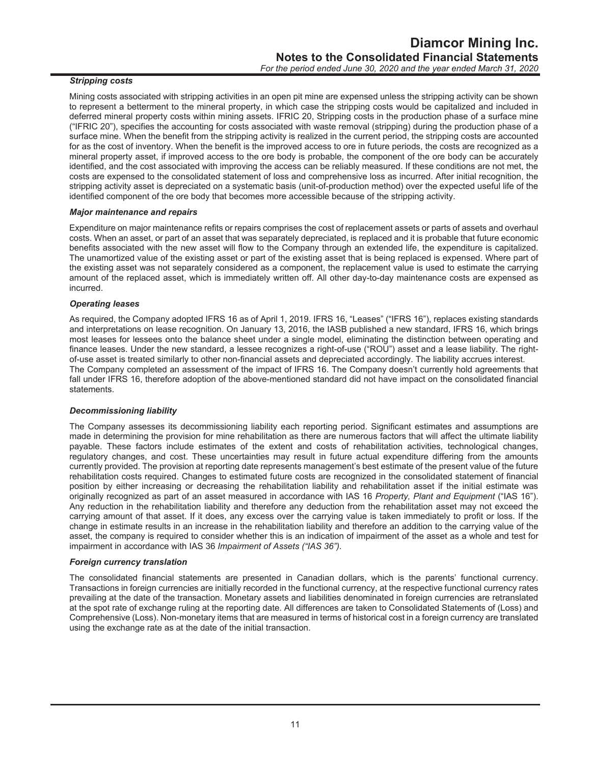#### *Stripping costs*

Mining costs associated with stripping activities in an open pit mine are expensed unless the stripping activity can be shown to represent a betterment to the mineral property, in which case the stripping costs would be capitalized and included in deferred mineral property costs within mining assets. IFRIC 20, Stripping costs in the production phase of a surface mine ("IFRIC 20"), specifies the accounting for costs associated with waste removal (stripping) during the production phase of a surface mine. When the benefit from the stripping activity is realized in the current period, the stripping costs are accounted for as the cost of inventory. When the benefit is the improved access to ore in future periods, the costs are recognized as a mineral property asset, if improved access to the ore body is probable, the component of the ore body can be accurately identified, and the cost associated with improving the access can be reliably measured. If these conditions are not met, the costs are expensed to the consolidated statement of loss and comprehensive loss as incurred. After initial recognition, the stripping activity asset is depreciated on a systematic basis (unit-of-production method) over the expected useful life of the identified component of the ore body that becomes more accessible because of the stripping activity.

#### *Major maintenance and repairs*

Expenditure on major maintenance refits or repairs comprises the cost of replacement assets or parts of assets and overhaul costs. When an asset, or part of an asset that was separately depreciated, is replaced and it is probable that future economic benefits associated with the new asset will flow to the Company through an extended life, the expenditure is capitalized. The unamortized value of the existing asset or part of the existing asset that is being replaced is expensed. Where part of the existing asset was not separately considered as a component, the replacement value is used to estimate the carrying amount of the replaced asset, which is immediately written off. All other day-to-day maintenance costs are expensed as incurred.

#### *Operating leases*

As required, the Company adopted IFRS 16 as of April 1, 2019. IFRS 16, "Leases" ("IFRS 16"), replaces existing standards and interpretations on lease recognition. On January 13, 2016, the IASB published a new standard, IFRS 16, which brings most leases for lessees onto the balance sheet under a single model, eliminating the distinction between operating and finance leases. Under the new standard, a lessee recognizes a right-of-use ("ROU") asset and a lease liability. The right-of-use asset is treated similarly to other non-financial assets and depreciated accordingly. The liability accrues interest.
The Company completed an assessment of the impact of IFRS 16. The Company doesn't currently hold agreements that fall under IFRS 16, therefore adoption of the above-mentioned standard did not have impact on the consolidated financial statements.

#### *Decommissioning liability*

The Company assesses its decommissioning liability each reporting period. Significant estimates and assumptions are made in determining the provision for mine rehabilitation as there are numerous factors that will affect the ultimate liability payable. These factors include estimates of the extent and costs of rehabilitation activities, technological changes, regulatory changes, and cost. These uncertainties may result in future actual expenditure differing from the amounts currently provided. The provision at reporting date represents management's best estimate of the present value of the future rehabilitation costs required. Changes to estimated future costs are recognized in the consolidated statement of financial position by either increasing or decreasing the rehabilitation liability and rehabilitation asset if the initial estimate was originally recognized as part of an asset measured in accordance with IAS 16 *Property, Plant and Equipment* ("IAS 16"). Any reduction in the rehabilitation liability and therefore any deduction from the rehabilitation asset may not exceed the carrying amount of that asset. If it does, any excess over the carrying value is taken immediately to profit or loss. If the change in estimate results in an increase in the rehabilitation liability and therefore an addition to the carrying value of the asset, the company is required to consider whether this is an indication of impairment of the asset as a whole and test for impairment in accordance with IAS 36 *Impairment of Assets ("IAS 36")*.

#### *Foreign currency translation*

The consolidated financial statements are presented in Canadian dollars, which is the parents' functional currency. Transactions in foreign currencies are initially recorded in the functional currency, at the respective functional currency rates prevailing at the date of the transaction. Monetary assets and liabilities denominated in foreign currencies are retranslated at the spot rate of exchange ruling at the reporting date. All differences are taken to Consolidated Statements of (Loss) and Comprehensive (Loss). Non-monetary items that are measured in terms of historical cost in a foreign currency are translated using the exchange rate as at the date of the initial transaction.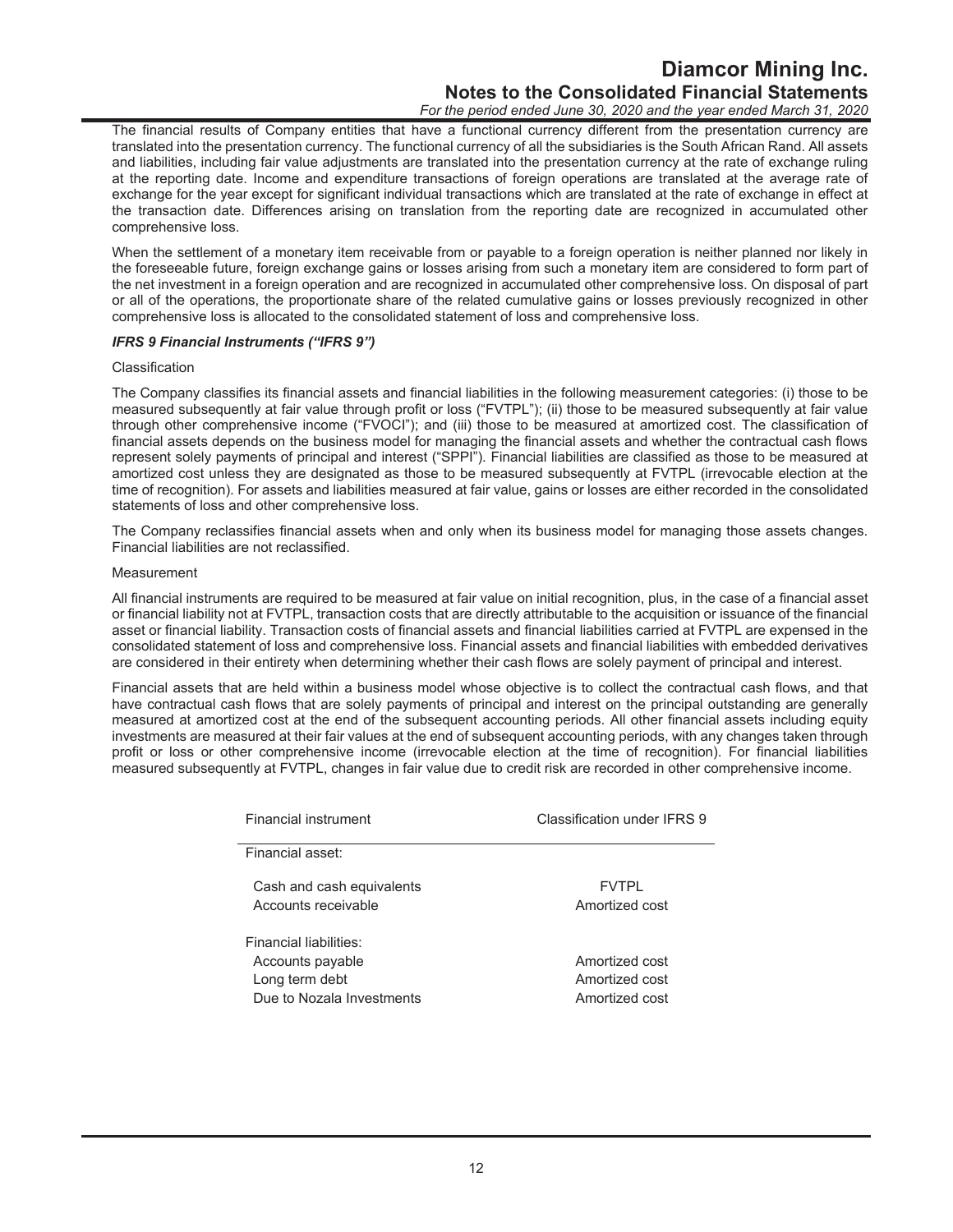The financial results of Company entities that have a functional currency different from the presentation currency are translated into the presentation currency. The functional currency of all the subsidiaries is the South African Rand. All assets and liabilities, including fair value adjustments are translated into the presentation currency at the rate of exchange ruling at the reporting date. Income and expenditure transactions of foreign operations are translated at the average rate of exchange for the year except for significant individual transactions which are translated at the rate of exchange in effect at the transaction date. Differences arising on translation from the reporting date are recognized in accumulated other comprehensive loss.

When the settlement of a monetary item receivable from or payable to a foreign operation is neither planned nor likely in the foreseeable future, foreign exchange gains or losses arising from such a monetary item are considered to form part of the net investment in a foreign operation and are recognized in accumulated other comprehensive loss. On disposal of part or all of the operations, the proportionate share of the related cumulative gains or losses previously recognized in other comprehensive loss is allocated to the consolidated statement of loss and comprehensive loss.

***IFRS 9 Financial Instruments ("IFRS 9")***

Classification

The Company classifies its financial assets and financial liabilities in the following measurement categories: (i) those to be measured subsequently at fair value through profit or loss ("FVTPL"); (ii) those to be measured subsequently at fair value through other comprehensive income ("FVOCI"); and (iii) those to be measured at amortized cost. The classification of financial assets depends on the business model for managing the financial assets and whether the contractual cash flows represent solely payments of principal and interest ("SPPI"). Financial liabilities are classified as those to be measured at amortized cost unless they are designated as those to be measured subsequently at FVTPL (irrevocable election at the time of recognition). For assets and liabilities measured at fair value, gains or losses are either recorded in the consolidated statements of loss and other comprehensive loss.

The Company reclassifies financial assets when and only when its business model for managing those assets changes. Financial liabilities are not reclassified.

Measurement

All financial instruments are required to be measured at fair value on initial recognition, plus, in the case of a financial asset or financial liability not at FVTPL, transaction costs that are directly attributable to the acquisition or issuance of the financial asset or financial liability. Transaction costs of financial assets and financial liabilities carried at FVTPL are expensed in the consolidated statement of loss and comprehensive loss. Financial assets and financial liabilities with embedded derivatives are considered in their entirety when determining whether their cash flows are solely payment of principal and interest.

Financial assets that are held within a business model whose objective is to collect the contractual cash flows, and that have contractual cash flows that are solely payments of principal and interest on the principal outstanding are generally measured at amortized cost at the end of the subsequent accounting periods. All other financial assets including equity investments are measured at their fair values at the end of subsequent accounting periods, with any changes taken through profit or loss or other comprehensive income (irrevocable election at the time of recognition). For financial liabilities measured subsequently at FVTPL, changes in fair value due to credit risk are recorded in other comprehensive income.

| Financial instrument | Classification under IFRS 9 |
|---|---|
| Financial asset: | |
| Cash and cash equivalents | FVTPL |
| Accounts receivable | Amortized cost |
| Financial liabilities: | |
| Accounts payable | Amortized cost |
| Long term debt | Amortized cost |
| Due to Nozala Investments | Amortized cost |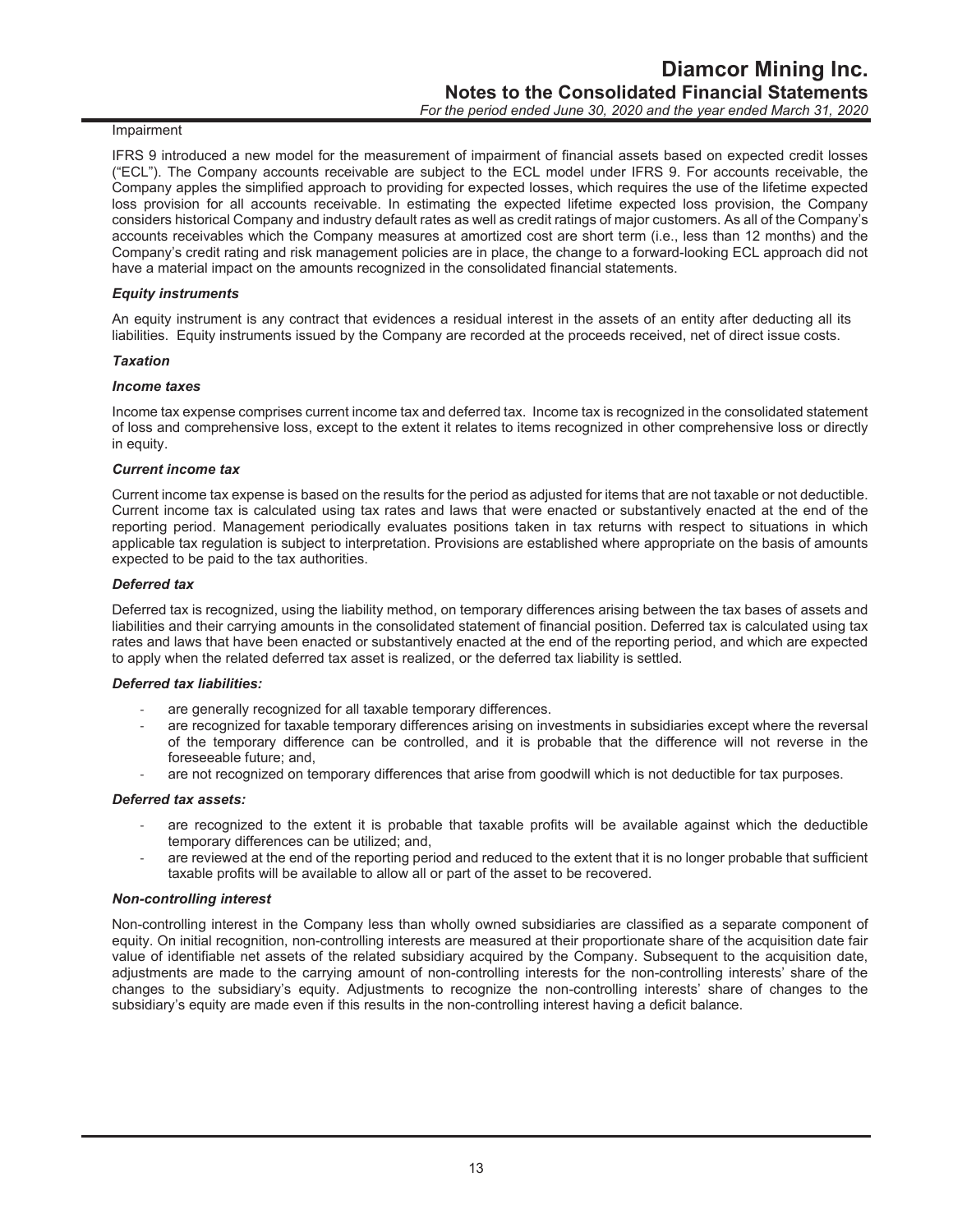Impairment

IFRS 9 introduced a new model for the measurement of impairment of financial assets based on expected credit losses ("ECL"). The Company accounts receivable are subject to the ECL model under IFRS 9. For accounts receivable, the Company apples the simplified approach to providing for expected losses, which requires the use of the lifetime expected loss provision for all accounts receivable. In estimating the expected lifetime expected loss provision, the Company considers historical Company and industry default rates as well as credit ratings of major customers. As all of the Company's accounts receivables which the Company measures at amortized cost are short term (i.e., less than 12 months) and the Company's credit rating and risk management policies are in place, the change to a forward-looking ECL approach did not have a material impact on the amounts recognized in the consolidated financial statements.

***Equity instruments***

An equity instrument is any contract that evidences a residual interest in the assets of an entity after deducting all its liabilities. Equity instruments issued by the Company are recorded at the proceeds received, net of direct issue costs.

***Taxation***

***Income taxes***

Income tax expense comprises current income tax and deferred tax. Income tax is recognized in the consolidated statement of loss and comprehensive loss, except to the extent it relates to items recognized in other comprehensive loss or directly in equity.

***Current income tax***

Current income tax expense is based on the results for the period as adjusted for items that are not taxable or not deductible. Current income tax is calculated using tax rates and laws that were enacted or substantively enacted at the end of the reporting period. Management periodically evaluates positions taken in tax returns with respect to situations in which applicable tax regulation is subject to interpretation. Provisions are established where appropriate on the basis of amounts expected to be paid to the tax authorities.

***Deferred tax***

Deferred tax is recognized, using the liability method, on temporary differences arising between the tax bases of assets and liabilities and their carrying amounts in the consolidated statement of financial position. Deferred tax is calculated using tax rates and laws that have been enacted or substantively enacted at the end of the reporting period, and which are expected to apply when the related deferred tax asset is realized, or the deferred tax liability is settled.

***Deferred tax liabilities:***

- are generally recognized for all taxable temporary differences.
- are recognized for taxable temporary differences arising on investments in subsidiaries except where the reversal of the temporary difference can be controlled, and it is probable that the difference will not reverse in the foreseeable future; and,
- are not recognized on temporary differences that arise from goodwill which is not deductible for tax purposes.

***Deferred tax assets:***

- are recognized to the extent it is probable that taxable profits will be available against which the deductible temporary differences can be utilized; and,
- are reviewed at the end of the reporting period and reduced to the extent that it is no longer probable that sufficient taxable profits will be available to allow all or part of the asset to be recovered.

***Non-controlling interest***

Non-controlling interest in the Company less than wholly owned subsidiaries are classified as a separate component of equity. On initial recognition, non-controlling interests are measured at their proportionate share of the acquisition date fair value of identifiable net assets of the related subsidiary acquired by the Company. Subsequent to the acquisition date, adjustments are made to the carrying amount of non-controlling interests for the non-controlling interests' share of the changes to the subsidiary's equity. Adjustments to recognize the non-controlling interests' share of changes to the subsidiary's equity are made even if this results in the non-controlling interest having a deficit balance.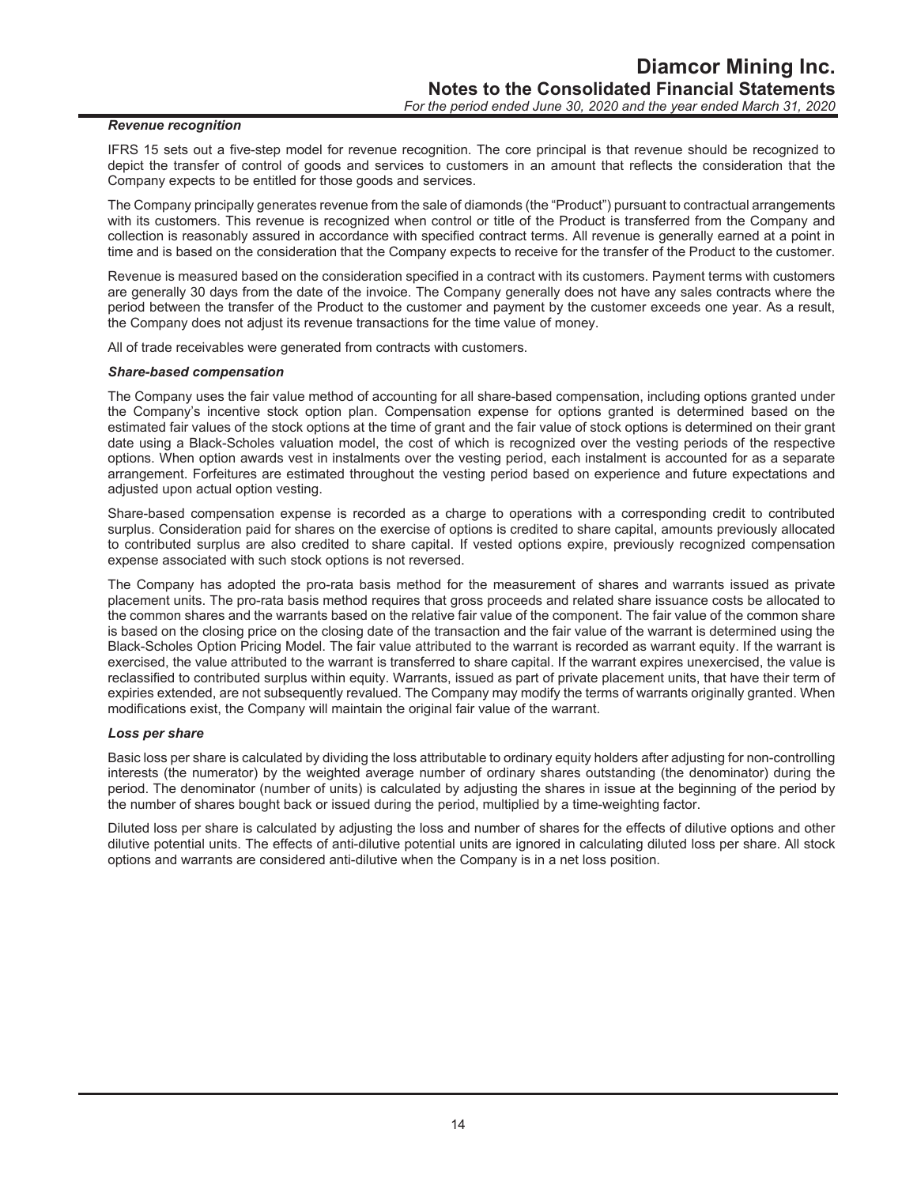### *Revenue recognition*

IFRS 15 sets out a five-step model for revenue recognition. The core principal is that revenue should be recognized to depict the transfer of control of goods and services to customers in an amount that reflects the consideration that the Company expects to be entitled for those goods and services.

The Company principally generates revenue from the sale of diamonds (the "Product") pursuant to contractual arrangements with its customers. This revenue is recognized when control or title of the Product is transferred from the Company and collection is reasonably assured in accordance with specified contract terms. All revenue is generally earned at a point in time and is based on the consideration that the Company expects to receive for the transfer of the Product to the customer.

Revenue is measured based on the consideration specified in a contract with its customers. Payment terms with customers are generally 30 days from the date of the invoice. The Company generally does not have any sales contracts where the period between the transfer of the Product to the customer and payment by the customer exceeds one year. As a result, the Company does not adjust its revenue transactions for the time value of money.

All of trade receivables were generated from contracts with customers.

### *Share-based compensation*

The Company uses the fair value method of accounting for all share-based compensation, including options granted under the Company's incentive stock option plan. Compensation expense for options granted is determined based on the estimated fair values of the stock options at the time of grant and the fair value of stock options is determined on their grant date using a Black-Scholes valuation model, the cost of which is recognized over the vesting periods of the respective options. When option awards vest in instalments over the vesting period, each instalment is accounted for as a separate arrangement. Forfeitures are estimated throughout the vesting period based on experience and future expectations and adjusted upon actual option vesting.

Share-based compensation expense is recorded as a charge to operations with a corresponding credit to contributed surplus. Consideration paid for shares on the exercise of options is credited to share capital, amounts previously allocated to contributed surplus are also credited to share capital. If vested options expire, previously recognized compensation expense associated with such stock options is not reversed.

The Company has adopted the pro-rata basis method for the measurement of shares and warrants issued as private placement units. The pro-rata basis method requires that gross proceeds and related share issuance costs be allocated to the common shares and the warrants based on the relative fair value of the component. The fair value of the common share is based on the closing price on the closing date of the transaction and the fair value of the warrant is determined using the Black-Scholes Option Pricing Model. The fair value attributed to the warrant is recorded as warrant equity. If the warrant is exercised, the value attributed to the warrant is transferred to share capital. If the warrant expires unexercised, the value is reclassified to contributed surplus within equity. Warrants, issued as part of private placement units, that have their term of expiries extended, are not subsequently revalued. The Company may modify the terms of warrants originally granted. When modifications exist, the Company will maintain the original fair value of the warrant.

### *Loss per share*

Basic loss per share is calculated by dividing the loss attributable to ordinary equity holders after adjusting for non-controlling interests (the numerator) by the weighted average number of ordinary shares outstanding (the denominator) during the period. The denominator (number of units) is calculated by adjusting the shares in issue at the beginning of the period by the number of shares bought back or issued during the period, multiplied by a time-weighting factor.

Diluted loss per share is calculated by adjusting the loss and number of shares for the effects of dilutive options and other dilutive potential units. The effects of anti-dilutive potential units are ignored in calculating diluted loss per share. All stock options and warrants are considered anti-dilutive when the Company is in a net loss position.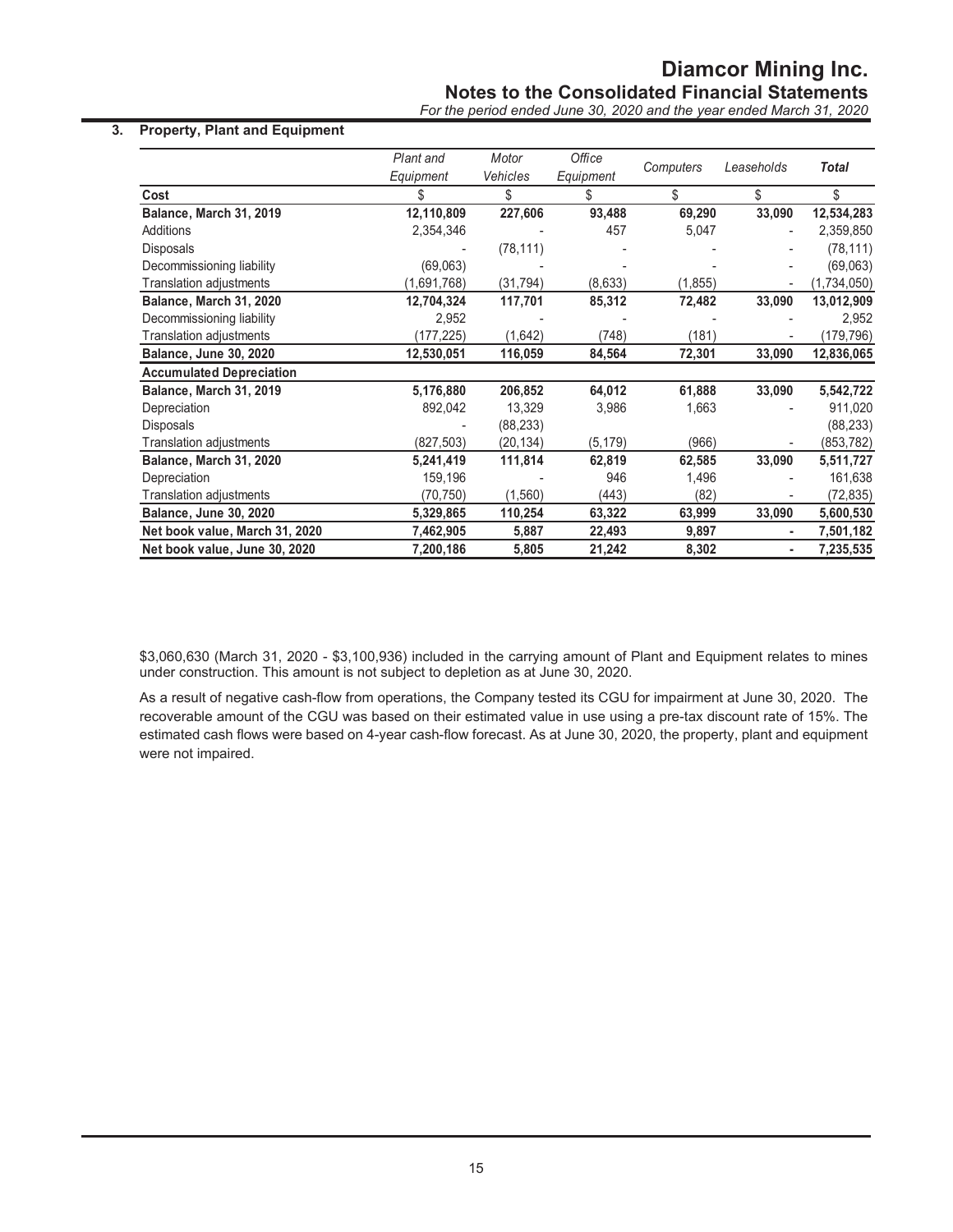## 3. Property, Plant and Equipment

| | *Plant and Equipment* | *Motor Vehicles* | *Office Equipment* | *Computers* | *Leaseholds* | ***Total*** |
|---|---|---|---|---|---|---|
| **Cost** | \$ | \$ | \$ | \$ | \$ | \$ |
| **Balance, March 31, 2019** | **12,110,809** | **227,606** | **93,488** | **69,290** | **33,090** | **12,534,283** |
| Additions | 2,354,346 | - | 457 | 5,047 | - | 2,359,850 |
| Disposals | - | (78,111) | - | - | - | (78,111) |
| Decommissioning liability | (69,063) | - | - | - | - | (69,063) |
| Translation adjustments | (1,691,768) | (31,794) | (8,633) | (1,855) | - | (1,734,050) |
| **Balance, March 31, 2020** | **12,704,324** | **117,701** | **85,312** | **72,482** | **33,090** | **13,012,909** |
| Decommissioning liability | 2,952 | - | - | - | - | 2,952 |
| Translation adjustments | (177,225) | (1,642) | (748) | (181) | - | (179,796) |
| **Balance, June 30, 2020** | **12,530,051** | **116,059** | **84,564** | **72,301** | **33,090** | **12,836,065** |
| **Accumulated Depreciation** | | | | | | |
| **Balance, March 31, 2019** | **5,176,880** | **206,852** | **64,012** | **61,888** | **33,090** | **5,542,722** |
| Depreciation | 892,042 | 13,329 | 3,986 | 1,663 | - | 911,020 |
| Disposals | - | (88,233) | | | | (88,233) |
| Translation adjustments | (827,503) | (20,134) | (5,179) | (966) | - | (853,782) |
| **Balance, March 31, 2020** | **5,241,419** | **111,814** | **62,819** | **62,585** | **33,090** | **5,511,727** |
| Depreciation | 159,196 | - | 946 | 1,496 | - | 161,638 |
| Translation adjustments | (70,750) | (1,560) | (443) | (82) | - | (72,835) |
| **Balance, June 30, 2020** | **5,329,865** | **110,254** | **63,322** | **63,999** | **33,090** | **5,600,530** |
| **Net book value, March 31, 2020** | **7,462,905** | **5,887** | **22,493** | **9,897** | **-** | **7,501,182** |
| **Net book value, June 30, 2020** | **7,200,186** | **5,805** | **21,242** | **8,302** | **-** | **7,235,535** |

\$3,060,630 (March 31, 2020 - \$3,100,936) included in the carrying amount of Plant and Equipment relates to mines under construction. This amount is not subject to depletion as at June 30, 2020.

As a result of negative cash-flow from operations, the Company tested its CGU for impairment at June 30, 2020. The recoverable amount of the CGU was based on their estimated value in use using a pre-tax discount rate of 15%. The estimated cash flows were based on 4-year cash-flow forecast. As at June 30, 2020, the property, plant and equipment were not impaired.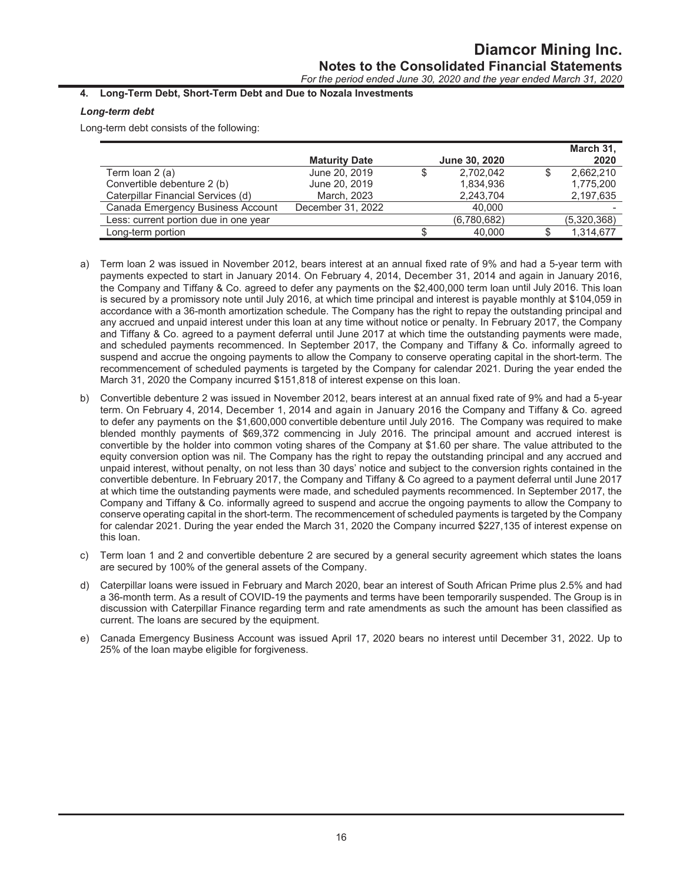## 4. Long-Term Debt, Short-Term Debt and Due to Nozala Investments

### *Long-term debt*

Long-term debt consists of the following:

| | Maturity Date | June 30, 2020 | March 31, 2020 |
|---|---|---|---|
| Term loan 2 (a) | June 20, 2019 | $ 2,702,042 | $ 2,662,210 |
| Convertible debenture 2 (b) | June 20, 2019 | 1,834,936 | 1,775,200 |
| Caterpillar Financial Services (d) | March, 2023 | 2,243,704 | 2,197,635 |
| Canada Emergency Business Account | December 31, 2022 | 40,000 | - |
| Less: current portion due in one year | | (6,780,682) | (5,320,368) |
| Long-term portion | | $ 40,000 | $ 1,314,677 |

a) Term loan 2 was issued in November 2012, bears interest at an annual fixed rate of 9% and had a 5-year term with payments expected to start in January 2014. On February 4, 2014, December 31, 2014 and again in January 2016, the Company and Tiffany & Co. agreed to defer any payments on the $2,400,000 term loan until July 2016. This loan is secured by a promissory note until July 2016, at which time principal and interest is payable monthly at $104,059 in accordance with a 36-month amortization schedule. The Company has the right to repay the outstanding principal and any accrued and unpaid interest under this loan at any time without notice or penalty. In February 2017, the Company and Tiffany & Co. agreed to a payment deferral until June 2017 at which time the outstanding payments were made, and scheduled payments recommenced. In September 2017, the Company and Tiffany & Co. informally agreed to suspend and accrue the ongoing payments to allow the Company to conserve operating capital in the short-term. The recommencement of scheduled payments is targeted by the Company for calendar 2021. During the year ended the March 31, 2020 the Company incurred $151,818 of interest expense on this loan.

b) Convertible debenture 2 was issued in November 2012, bears interest at an annual fixed rate of 9% and had a 5-year term. On February 4, 2014, December 1, 2014 and again in January 2016 the Company and Tiffany & Co. agreed to defer any payments on the $1,600,000 convertible debenture until July 2016. The Company was required to make blended monthly payments of $69,372 commencing in July 2016. The principal amount and accrued interest is convertible by the holder into common voting shares of the Company at $1.60 per share. The value attributed to the equity conversion option was nil. The Company has the right to repay the outstanding principal and any accrued and unpaid interest, without penalty, on not less than 30 days' notice and subject to the conversion rights contained in the convertible debenture. In February 2017, the Company and Tiffany & Co agreed to a payment deferral until June 2017 at which time the outstanding payments were made, and scheduled payments recommenced. In September 2017, the Company and Tiffany & Co. informally agreed to suspend and accrue the ongoing payments to allow the Company to conserve operating capital in the short-term. The recommencement of scheduled payments is targeted by the Company for calendar 2021. During the year ended the March 31, 2020 the Company incurred $227,135 of interest expense on this loan.

c) Term loan 1 and 2 and convertible debenture 2 are secured by a general security agreement which states the loans are secured by 100% of the general assets of the Company.

d) Caterpillar loans were issued in February and March 2020, bear an interest of South African Prime plus 2.5% and had a 36-month term. As a result of COVID-19 the payments and terms have been temporarily suspended. The Group is in discussion with Caterpillar Finance regarding term and rate amendments as such the amount has been classified as current. The loans are secured by the equipment.

e) Canada Emergency Business Account was issued April 17, 2020 bears no interest until December 31, 2022. Up to 25% of the loan maybe eligible for forgiveness.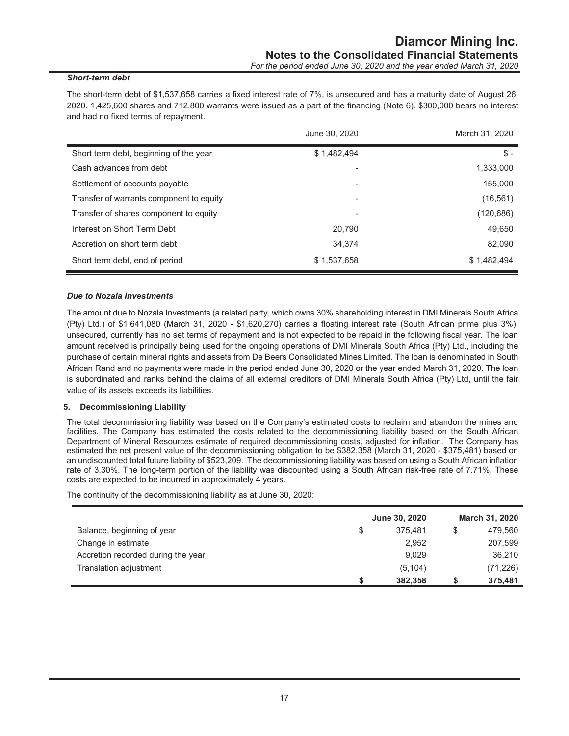### *Short-term debt*

The short-term debt of $1,537,658 carries a fixed interest rate of 7%, is unsecured and has a maturity date of August 26, 2020. 1,425,600 shares and 712,800 warrants were issued as a part of the financing (Note 6). $300,000 bears no interest and had no fixed terms of repayment.

| | June 30, 2020 | March 31, 2020 |
|---|---|---|
| Short term debt, beginning of the year | $ 1,482,494 | $ - |
| Cash advances from debt | - | 1,333,000 |
| Settlement of accounts payable | - | 155,000 |
| Transfer of warrants component to equity | - | (16,561) |
| Transfer of shares component to equity | - | (120,686) |
| Interest on Short Term Debt | 20,790 | 49,650 |
| Accretion on short term debt | 34,374 | 82,090 |
| Short term debt, end of period | $ 1,537,658 | $ 1,482,494 |

### *Due to Nozala Investments*

The amount due to Nozala Investments (a related party, which owns 30% shareholding interest in DMI Minerals South Africa (Pty) Ltd.) of $1,641,080 (March 31, 2020 - $1,620,270) carries a floating interest rate (South African prime plus 3%), unsecured, currently has no set terms of repayment and is not expected to be repaid in the following fiscal year. The loan amount received is principally being used for the ongoing operations of DMI Minerals South Africa (Pty) Ltd., including the purchase of certain mineral rights and assets from De Beers Consolidated Mines Limited. The loan is denominated in South African Rand and no payments were made in the period ended June 30, 2020 or the year ended March 31, 2020. The loan is subordinated and ranks behind the claims of all external creditors of DMI Minerals South Africa (Pty) Ltd, until the fair value of its assets exceeds its liabilities.

## 5. Decommissioning Liability

The total decommissioning liability was based on the Company's estimated costs to reclaim and abandon the mines and facilities. The Company has estimated the costs related to the decommissioning liability based on the South African Department of Mineral Resources estimate of required decommissioning costs, adjusted for inflation. The Company has estimated the net present value of the decommissioning obligation to be $382,358 (March 31, 2020 - $375,481) based on an undiscounted total future liability of $523,209. The decommissioning liability was based on using a South African inflation rate of 3.30%. The long-term portion of the liability was discounted using a South African risk-free rate of 7.71%. These costs are expected to be incurred in approximately 4 years.

The continuity of the decommissioning liability as at June 30, 2020:

| | June 30, 2020 | March 31, 2020 |
|---|---|---|
| Balance, beginning of year | $ 375,481 | $ 479,560 |
| Change in estimate | 2,952 | 207,599 |
| Accretion recorded during the year | 9,029 | 36,210 |
| Translation adjustment | (5,104) | (71,226) |
| | **$ 382,358** | **$ 375,481** |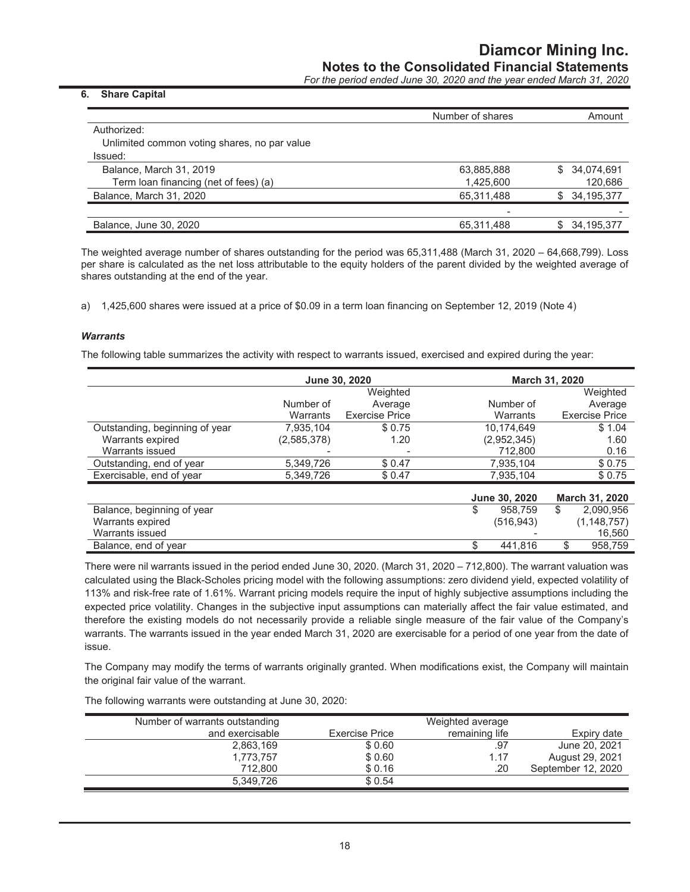## 6. Share Capital

| | Number of shares | Amount |
|---|---|---|
| Authorized: | | |
| Unlimited common voting shares, no par value | | |
| Issued: | | |
| Balance, March 31, 2019 | 63,885,888 | $ 34,074,691 |
| Term loan financing (net of fees) (a) | 1,425,600 | 120,686 |
| Balance, March 31, 2020 | 65,311,488 | $ 34,195,377 |
| | - | - |
| Balance, June 30, 2020 | 65,311,488 | $ 34,195,377 |

The weighted average number of shares outstanding for the period was 65,311,488 (March 31, 2020 – 64,668,799). Loss per share is calculated as the net loss attributable to the equity holders of the parent divided by the weighted average of shares outstanding at the end of the year.

a) 1,425,600 shares were issued at a price of $0.09 in a term loan financing on September 12, 2019 (Note 4)

### *Warrants*

The following table summarizes the activity with respect to warrants issued, exercised and expired during the year:

| | June 30, 2020 | | March 31, 2020 | |
|---|---|---|---|---|
| | Number of Warrants | Weighted Average Exercise Price | Number of Warrants | Weighted Average Exercise Price |
| Outstanding, beginning of year | 7,935,104 | $ 0.75 | 10,174,649 | $ 1.04 |
| Warrants expired | (2,585,378) | 1.20 | (2,952,345) | 1.60 |
| Warrants issued | - | - | 712,800 | 0.16 |
| Outstanding, end of year | 5,349,726 | $ 0.47 | 7,935,104 | $ 0.75 |
| Exercisable, end of year | 5,349,726 | $ 0.47 | 7,935,104 | $ 0.75 |

| | June 30, 2020 | March 31, 2020 |
|---|---|---|
| Balance, beginning of year | $ 958,759 | $ 2,090,956 |
| Warrants expired | (516,943) | (1,148,757) |
| Warrants issued | - | 16,560 |
| Balance, end of year | $ 441,816 | $ 958,759 |

There were nil warrants issued in the period ended June 30, 2020. (March 31, 2020 – 712,800). The warrant valuation was calculated using the Black-Scholes pricing model with the following assumptions: zero dividend yield, expected volatility of 113% and risk-free rate of 1.61%. Warrant pricing models require the input of highly subjective assumptions including the expected price volatility. Changes in the subjective input assumptions can materially affect the fair value estimated, and therefore the existing models do not necessarily provide a reliable single measure of the fair value of the Company's warrants. The warrants issued in the year ended March 31, 2020 are exercisable for a period of one year from the date of issue.

The Company may modify the terms of warrants originally granted. When modifications exist, the Company will maintain the original fair value of the warrant.

The following warrants were outstanding at June 30, 2020:

| Number of warrants outstanding and exercisable | Exercise Price | Weighted average remaining life | Expiry date |
|---|---|---|---|
| 2,863,169 | $ 0.60 | .97 | June 20, 2021 |
| 1,773,757 | $ 0.60 | 1.17 | August 29, 2021 |
| 712,800 | $ 0.16 | .20 | September 12, 2020 |
| 5,349,726 | $ 0.54 | | |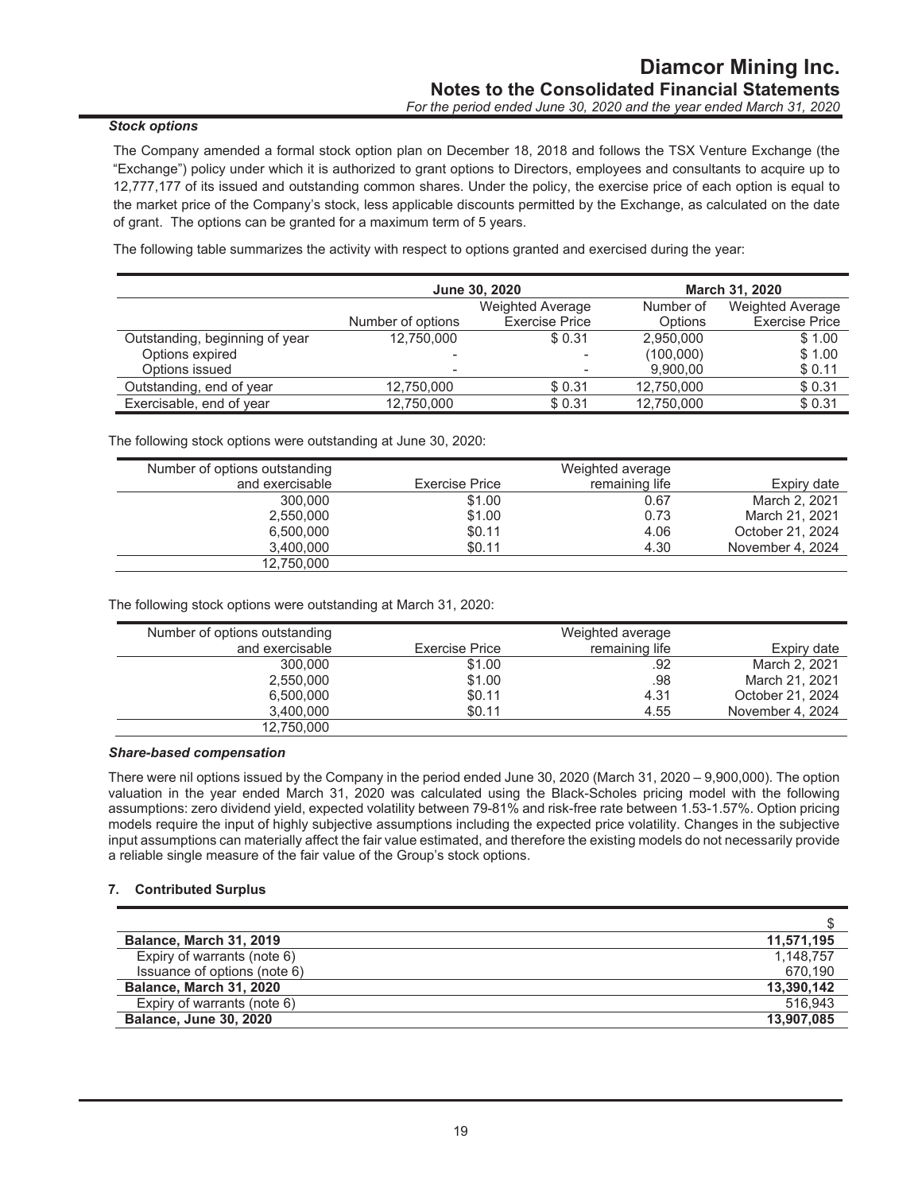### *Stock options*

The Company amended a formal stock option plan on December 18, 2018 and follows the TSX Venture Exchange (the "Exchange") policy under which it is authorized to grant options to Directors, employees and consultants to acquire up to 12,777,177 of its issued and outstanding common shares. Under the policy, the exercise price of each option is equal to the market price of the Company's stock, less applicable discounts permitted by the Exchange, as calculated on the date of grant. The options can be granted for a maximum term of 5 years.

The following table summarizes the activity with respect to options granted and exercised during the year:

| | June 30, 2020 | | March 31, 2020 | |
|---|---|---|---|---|
| | Number of options | Weighted Average Exercise Price | Number of Options | Weighted Average Exercise Price |
| Outstanding, beginning of year | 12,750,000 | $ 0.31 | 2,950,000 | $ 1.00 |
| Options expired | - | - | (100,000) | $ 1.00 |
| Options issued | - | - | 9,900,00 | $ 0.11 |
| Outstanding, end of year | 12,750,000 | $ 0.31 | 12,750,000 | $ 0.31 |
| Exercisable, end of year | 12,750,000 | $ 0.31 | 12,750,000 | $ 0.31 |

The following stock options were outstanding at June 30, 2020:

| Number of options outstanding and exercisable | Exercise Price | Weighted average remaining life | Expiry date |
|---|---|---|---|
| 300,000 | $1.00 | 0.67 | March 2, 2021 |
| 2,550,000 | $1.00 | 0.73 | March 21, 2021 |
| 6,500,000 | $0.11 | 4.06 | October 21, 2024 |
| 3,400,000 | $0.11 | 4.30 | November 4, 2024 |
| 12,750,000 | | | |

The following stock options were outstanding at March 31, 2020:

| Number of options outstanding and exercisable | Exercise Price | Weighted average remaining life | Expiry date |
|---|---|---|---|
| 300,000 | $1.00 | .92 | March 2, 2021 |
| 2,550,000 | $1.00 | .98 | March 21, 2021 |
| 6,500,000 | $0.11 | 4.31 | October 21, 2024 |
| 3,400,000 | $0.11 | 4.55 | November 4, 2024 |
| 12,750,000 | | | |

### *Share-based compensation*

There were nil options issued by the Company in the period ended June 30, 2020 (March 31, 2020 – 9,900,000). The option valuation in the year ended March 31, 2020 was calculated using the Black-Scholes pricing model with the following assumptions: zero dividend yield, expected volatility between 79-81% and risk-free rate between 1.53-1.57%. Option pricing models require the input of highly subjective assumptions including the expected price volatility. Changes in the subjective input assumptions can materially affect the fair value estimated, and therefore the existing models do not necessarily provide a reliable single measure of the fair value of the Group's stock options.

## 7. Contributed Surplus

| | $ |
|---|---|
| **Balance, March 31, 2019** | **11,571,195** |
| Expiry of warrants (note 6) | 1,148,757 |
| Issuance of options (note 6) | 670,190 |
| **Balance, March 31, 2020** | **13,390,142** |
| Expiry of warrants (note 6) | 516,943 |
| **Balance, June 30, 2020** | **13,907,085** |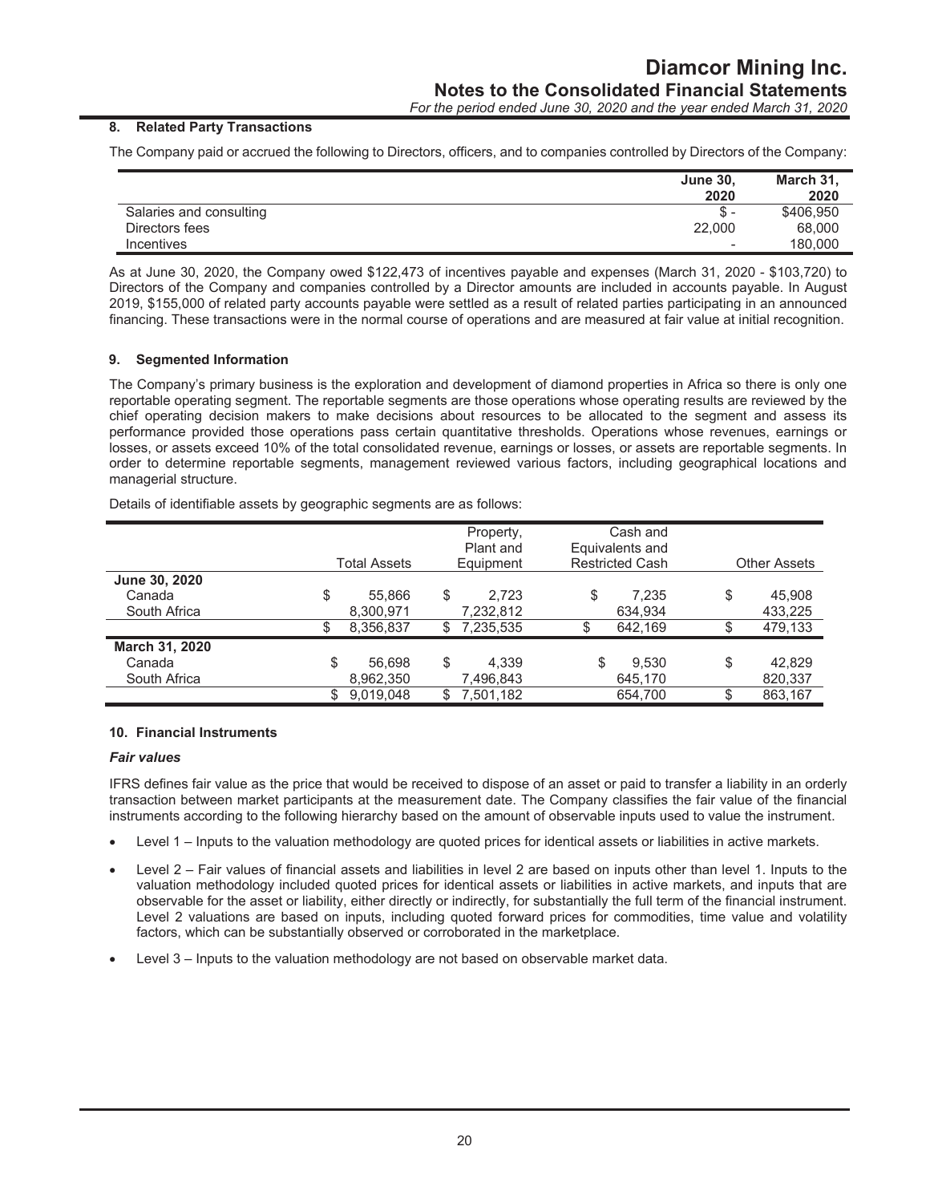## 8. Related Party Transactions

The Company paid or accrued the following to Directors, officers, and to companies controlled by Directors of the Company:

| | June 30, 2020 | March 31, 2020 |
|---|---|---|
| Salaries and consulting | $ - | $406,950 |
| Directors fees | 22,000 | 68,000 |
| Incentives | - | 180,000 |

As at June 30, 2020, the Company owed $122,473 of incentives payable and expenses (March 31, 2020 - $103,720) to Directors of the Company and companies controlled by a Director amounts are included in accounts payable. In August 2019, $155,000 of related party accounts payable were settled as a result of related parties participating in an announced financing. These transactions were in the normal course of operations and are measured at fair value at initial recognition.

## 9. Segmented Information

The Company's primary business is the exploration and development of diamond properties in Africa so there is only one reportable operating segment. The reportable segments are those operations whose operating results are reviewed by the chief operating decision makers to make decisions about resources to be allocated to the segment and assess its performance provided those operations pass certain quantitative thresholds. Operations whose revenues, earnings or losses, or assets exceed 10% of the total consolidated revenue, earnings or losses, or assets are reportable segments. In order to determine reportable segments, management reviewed various factors, including geographical locations and managerial structure.

Details of identifiable assets by geographic segments are as follows:

| | Total Assets | Property, Plant and Equipment | Cash and Equivalents and Restricted Cash | Other Assets |
|---|---|---|---|---|
| **June 30, 2020** | | | | |
| Canada | $ 55,866 | $ 2,723 | $ 7,235 | $ 45,908 |
| South Africa | 8,300,971 | 7,232,812 | 634,934 | 433,225 |
| | $ 8,356,837 | $ 7,235,535 | $ 642,169 | $ 479,133 |
| **March 31, 2020** | | | | |
| Canada | $ 56,698 | $ 4,339 | $ 9,530 | $ 42,829 |
| South Africa | 8,962,350 | 7,496,843 | 645,170 | 820,337 |
| | $ 9,019,048 | $ 7,501,182 | 654,700 | $ 863,167 |

## 10. Financial Instruments

### *Fair values*

IFRS defines fair value as the price that would be received to dispose of an asset or paid to transfer a liability in an orderly transaction between market participants at the measurement date. The Company classifies the fair value of the financial instruments according to the following hierarchy based on the amount of observable inputs used to value the instrument.

- Level 1 – Inputs to the valuation methodology are quoted prices for identical assets or liabilities in active markets.
- Level 2 – Fair values of financial assets and liabilities in level 2 are based on inputs other than level 1. Inputs to the valuation methodology included quoted prices for identical assets or liabilities in active markets, and inputs that are observable for the asset or liability, either directly or indirectly, for substantially the full term of the financial instrument. Level 2 valuations are based on inputs, including quoted forward prices for commodities, time value and volatility factors, which can be substantially observed or corroborated in the marketplace.
- Level 3 – Inputs to the valuation methodology are not based on observable market data.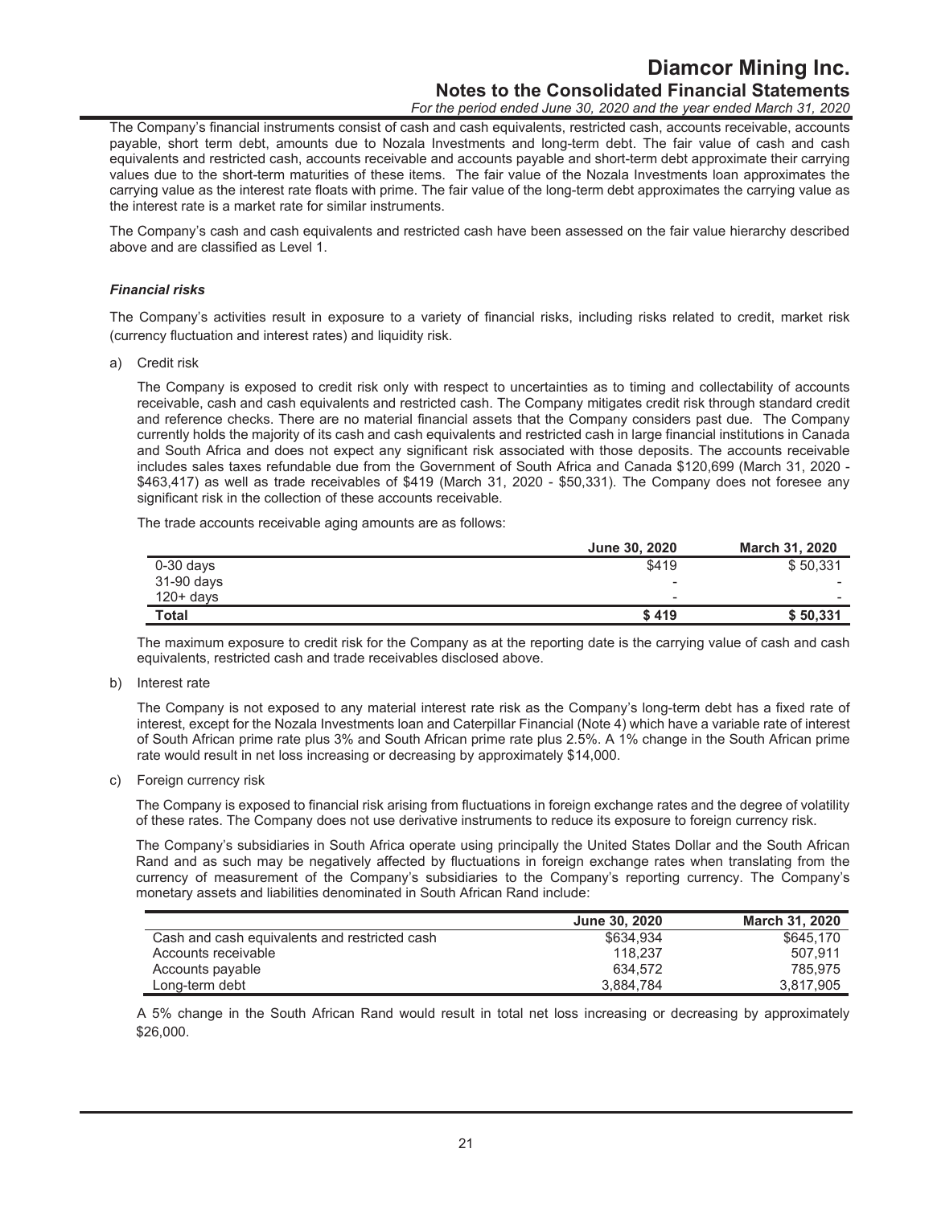The Company's financial instruments consist of cash and cash equivalents, restricted cash, accounts receivable, accounts payable, short term debt, amounts due to Nozala Investments and long-term debt. The fair value of cash and cash equivalents and restricted cash, accounts receivable and accounts payable and short-term debt approximate their carrying values due to the short-term maturities of these items. The fair value of the Nozala Investments loan approximates the carrying value as the interest rate floats with prime. The fair value of the long-term debt approximates the carrying value as the interest rate is a market rate for similar instruments.

The Company's cash and cash equivalents and restricted cash have been assessed on the fair value hierarchy described above and are classified as Level 1.

### *Financial risks*

The Company's activities result in exposure to a variety of financial risks, including risks related to credit, market risk (currency fluctuation and interest rates) and liquidity risk.

a) Credit risk

The Company is exposed to credit risk only with respect to uncertainties as to timing and collectability of accounts receivable, cash and cash equivalents and restricted cash. The Company mitigates credit risk through standard credit and reference checks. There are no material financial assets that the Company considers past due. The Company currently holds the majority of its cash and cash equivalents and restricted cash in large financial institutions in Canada and South Africa and does not expect any significant risk associated with those deposits. The accounts receivable includes sales taxes refundable due from the Government of South Africa and Canada $120,699 (March 31, 2020 - $463,417) as well as trade receivables of $419 (March 31, 2020 - $50,331). The Company does not foresee any significant risk in the collection of these accounts receivable.

The trade accounts receivable aging amounts are as follows:

| | June 30, 2020 | March 31, 2020 |
|---|---|---|
| 0-30 days | $419 | $ 50,331 |
| 31-90 days | - | - |
| 120+ days | - | - |
| **Total** | **$ 419** | **$ 50,331** |

The maximum exposure to credit risk for the Company as at the reporting date is the carrying value of cash and cash equivalents, restricted cash and trade receivables disclosed above.

b) Interest rate

The Company is not exposed to any material interest rate risk as the Company's long-term debt has a fixed rate of interest, except for the Nozala Investments loan and Caterpillar Financial (Note 4) which have a variable rate of interest of South African prime rate plus 3% and South African prime rate plus 2.5%. A 1% change in the South African prime rate would result in net loss increasing or decreasing by approximately $14,000.

c) Foreign currency risk

The Company is exposed to financial risk arising from fluctuations in foreign exchange rates and the degree of volatility of these rates. The Company does not use derivative instruments to reduce its exposure to foreign currency risk.

The Company's subsidiaries in South Africa operate using principally the United States Dollar and the South African Rand and as such may be negatively affected by fluctuations in foreign exchange rates when translating from the currency of measurement of the Company's subsidiaries to the Company's reporting currency. The Company's monetary assets and liabilities denominated in South African Rand include:

| | June 30, 2020 | March 31, 2020 |
|---|---|---|
| Cash and cash equivalents and restricted cash | $634,934 | $645,170 |
| Accounts receivable | 118,237 | 507,911 |
| Accounts payable | 634,572 | 785,975 |
| Long-term debt | 3,884,784 | 3,817,905 |

A 5% change in the South African Rand would result in total net loss increasing or decreasing by approximately $26,000.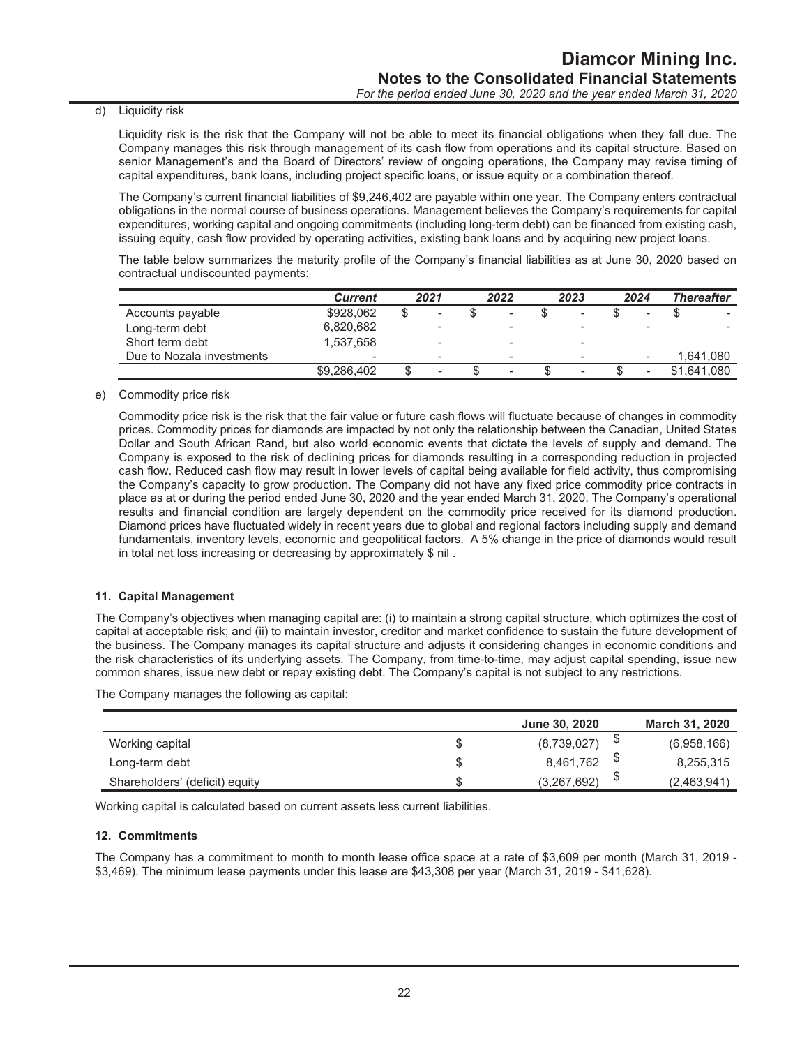d) Liquidity risk

Liquidity risk is the risk that the Company will not be able to meet its financial obligations when they fall due. The Company manages this risk through management of its cash flow from operations and its capital structure. Based on senior Management's and the Board of Directors' review of ongoing operations, the Company may revise timing of capital expenditures, bank loans, including project specific loans, or issue equity or a combination thereof.

The Company's current financial liabilities of $9,246,402 are payable within one year. The Company enters contractual obligations in the normal course of business operations. Management believes the Company's requirements for capital expenditures, working capital and ongoing commitments (including long-term debt) can be financed from existing cash, issuing equity, cash flow provided by operating activities, existing bank loans and by acquiring new project loans.

The table below summarizes the maturity profile of the Company's financial liabilities as at June 30, 2020 based on contractual undiscounted payments:

| | *Current* | *2021* | *2022* | *2023* | *2024* | *Thereafter* |
|---|---|---|---|---|---|---|
| Accounts payable | $928,062 | $ - | $ - | $ - | $ - | $ - |
| Long-term debt | 6,820,682 | - | - | - | - | - |
| Short term debt | 1,537,658 | - | - | - | | |
| Due to Nozala investments | - | - | - | - | - | 1,641,080 |
| | $9,286,402 | $ - | $ - | $ - | $ - | $1,641,080 |

e) Commodity price risk

Commodity price risk is the risk that the fair value or future cash flows will fluctuate because of changes in commodity prices. Commodity prices for diamonds are impacted by not only the relationship between the Canadian, United States Dollar and South African Rand, but also world economic events that dictate the levels of supply and demand. The Company is exposed to the risk of declining prices for diamonds resulting in a corresponding reduction in projected cash flow. Reduced cash flow may result in lower levels of capital being available for field activity, thus compromising the Company's capacity to grow production. The Company did not have any fixed price commodity price contracts in place as at or during the period ended June 30, 2020 and the year ended March 31, 2020. The Company's operational results and financial condition are largely dependent on the commodity price received for its diamond production. Diamond prices have fluctuated widely in recent years due to global and regional factors including supply and demand fundamentals, inventory levels, economic and geopolitical factors. A 5% change in the price of diamonds would result in total net loss increasing or decreasing by approximately $ nil .

## 11. Capital Management

The Company's objectives when managing capital are: (i) to maintain a strong capital structure, which optimizes the cost of capital at acceptable risk; and (ii) to maintain investor, creditor and market confidence to sustain the future development of the business. The Company manages its capital structure and adjusts it considering changes in economic conditions and the risk characteristics of its underlying assets. The Company, from time-to-time, may adjust capital spending, issue new common shares, issue new debt or repay existing debt. The Company's capital is not subject to any restrictions.

The Company manages the following as capital:

| | | **June 30, 2020** | | **March 31, 2020** |
|---|---|---|---|---|
| Working capital | $ | (8,739,027) | $ | (6,958,166) |
| Long-term debt | $ | 8,461,762 | $ | 8,255,315 |
| Shareholders' (deficit) equity | $ | (3,267,692) | $ | (2,463,941) |

Working capital is calculated based on current assets less current liabilities.

## 12. Commitments

The Company has a commitment to month to month lease office space at a rate of $3,609 per month (March 31, 2019 - $3,469). The minimum lease payments under this lease are $43,308 per year (March 31, 2019 - $41,628).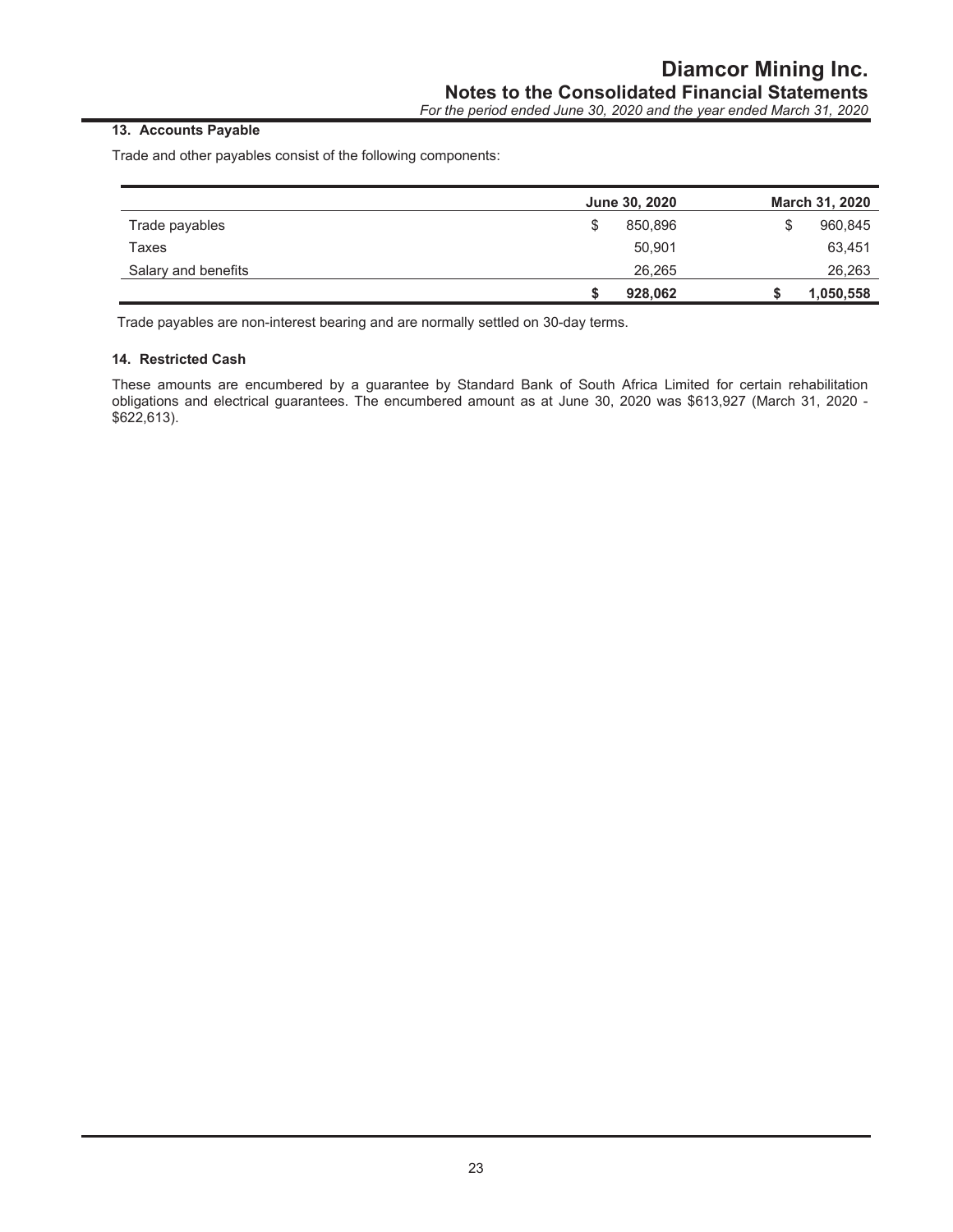### 13. Accounts Payable

Trade and other payables consist of the following components:

| | June 30, 2020 | March 31, 2020 |
|---|---|---|
| Trade payables | $ 850,896 | $ 960,845 |
| Taxes | 50,901 | 63,451 |
| Salary and benefits | 26,265 | 26,263 |
| | **$ 928,062** | **$ 1,050,558** |

Trade payables are non-interest bearing and are normally settled on 30-day terms.

### 14. Restricted Cash

These amounts are encumbered by a guarantee by Standard Bank of South Africa Limited for certain rehabilitation obligations and electrical guarantees. The encumbered amount as at June 30, 2020 was $613,927 (March 31, 2020 - $622,613).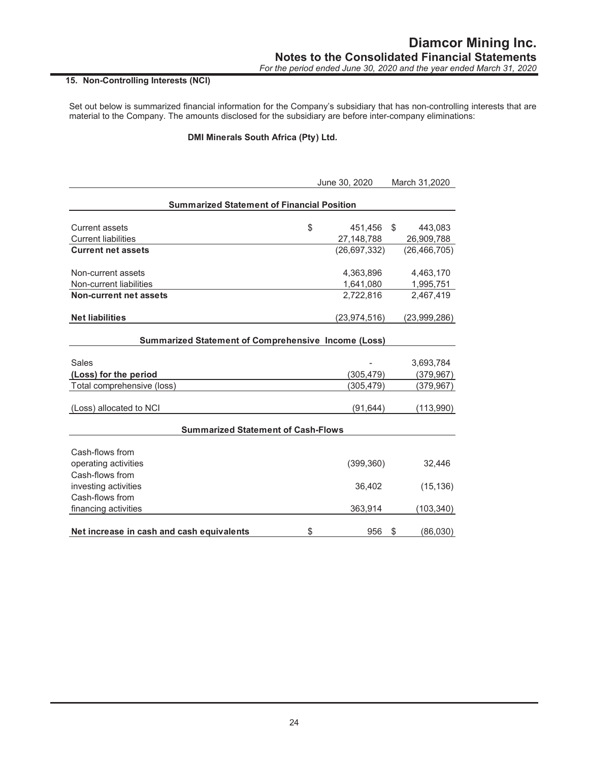## 15. Non-Controlling Interests (NCI)

Set out below is summarized financial information for the Company's subsidiary that has non-controlling interests that are material to the Company. The amounts disclosed for the subsidiary are before inter-company eliminations:

**DMI Minerals South Africa (Pty) Ltd.**

| | June 30, 2020 | March 31,2020 |
|---|---|---|
| **Summarized Statement of Financial Position** | | |
| Current assets | $ 451,456 | $ 443,083 |
| Current liabilities | 27,148,788 | 26,909,788 |
| **Current net assets** | (26,697,332) | (26,466,705) |
| Non-current assets | 4,363,896 | 4,463,170 |
| Non-current liabilities | 1,641,080 | 1,995,751 |
| **Non-current net assets** | 2,722,816 | 2,467,419 |
| **Net liabilities** | (23,974,516) | (23,999,286) |
| **Summarized Statement of Comprehensive Income (Loss)** | | |
| Sales | - | 3,693,784 |
| **(Loss) for the period** | (305,479) | (379,967) |
| Total comprehensive (loss) | (305,479) | (379,967) |
| (Loss) allocated to NCI | (91,644) | (113,990) |
| **Summarized Statement of Cash-Flows** | | |
| Cash-flows from operating activities | (399,360) | 32,446 |
| Cash-flows from investing activities | 36,402 | (15,136) |
| Cash-flows from financing activities | 363,914 | (103,340) |
| **Net increase in cash and cash equivalents** | $ 956 | $ (86,030) |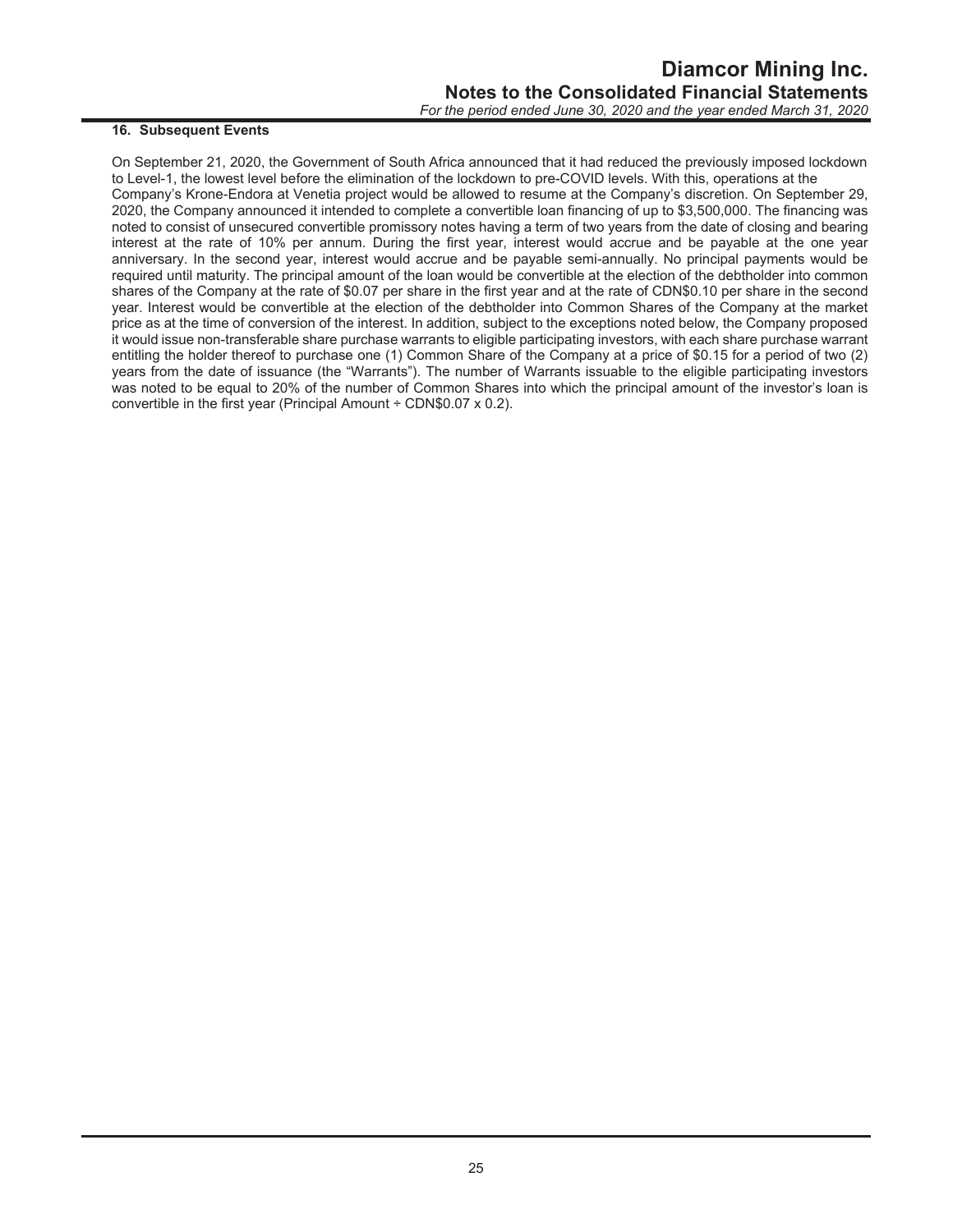## 16. Subsequent Events

On September 21, 2020, the Government of South Africa announced that it had reduced the previously imposed lockdown to Level-1, the lowest level before the elimination of the lockdown to pre-COVID levels. With this, operations at the Company's Krone-Endora at Venetia project would be allowed to resume at the Company's discretion. On September 29, 2020, the Company announced it intended to complete a convertible loan financing of up to $3,500,000. The financing was noted to consist of unsecured convertible promissory notes having a term of two years from the date of closing and bearing interest at the rate of 10% per annum. During the first year, interest would accrue and be payable at the one year anniversary. In the second year, interest would accrue and be payable semi-annually. No principal payments would be required until maturity. The principal amount of the loan would be convertible at the election of the debtholder into common shares of the Company at the rate of $0.07 per share in the first year and at the rate of CDN$0.10 per share in the second year. Interest would be convertible at the election of the debtholder into Common Shares of the Company at the market price as at the time of conversion of the interest. In addition, subject to the exceptions noted below, the Company proposed it would issue non-transferable share purchase warrants to eligible participating investors, with each share purchase warrant entitling the holder thereof to purchase one (1) Common Share of the Company at a price of $0.15 for a period of two (2) years from the date of issuance (the "Warrants"). The number of Warrants issuable to the eligible participating investors was noted to be equal to 20% of the number of Common Shares into which the principal amount of the investor's loan is convertible in the first year (Principal Amount ÷ CDN$0.07 x 0.2).